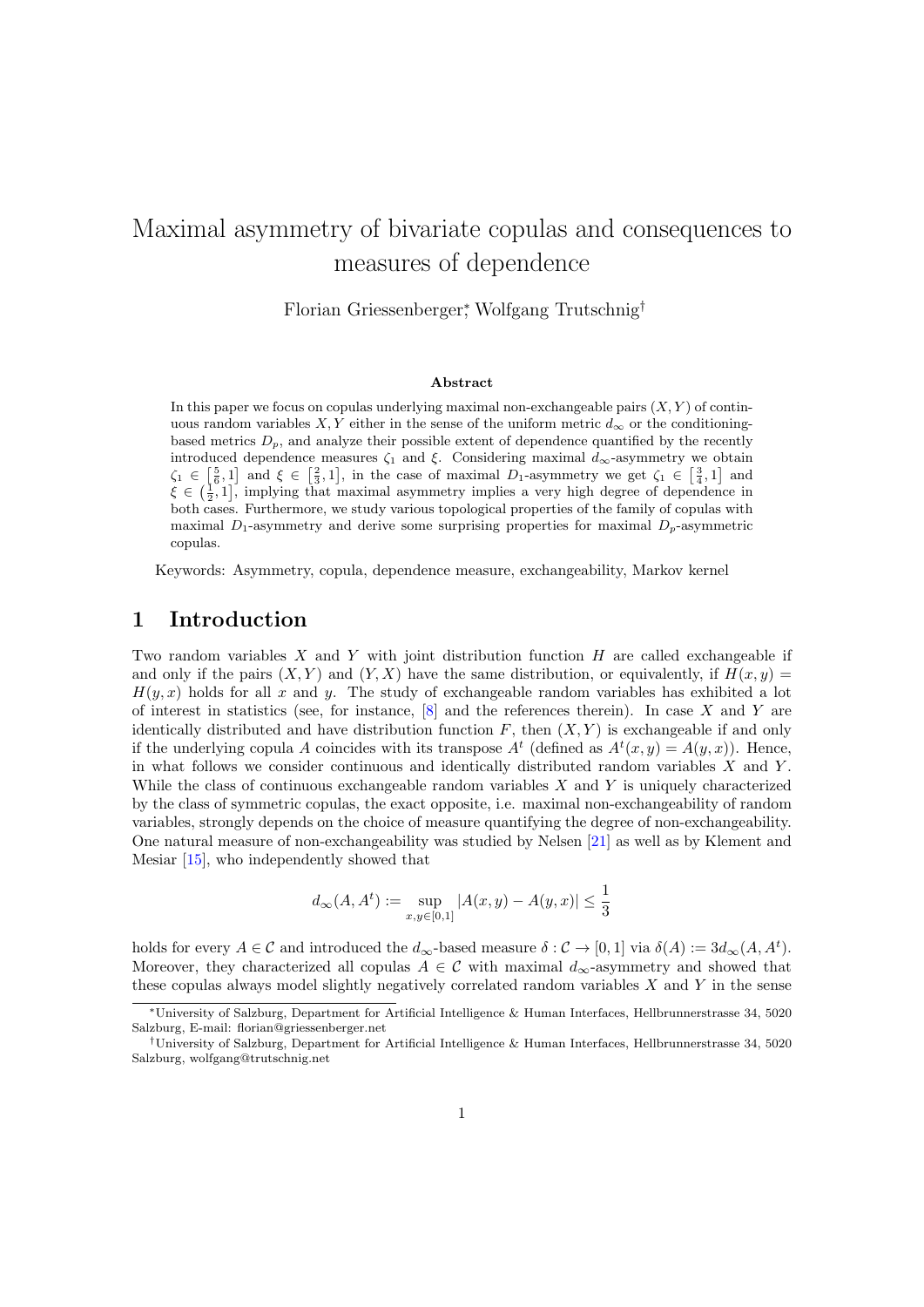# Maximal asymmetry of bivariate copulas and consequences to measures of dependence

Florian Griessenberger[*], Wolfgang Trutschnig[†]

### Abstract

In this paper we focus on copulas underlying maximal non-exchangeable pairs $(X, Y)$ of continuous random variables $X, Y$ either in the sense of the uniform metric $d_\infty$ or the conditioning-based metrics $D_p$, and analyze their possible extent of dependence quantified by the recently introduced dependence measures $\zeta_1$ and $\xi$. Considering maximal $d_\infty$-asymmetry we obtain $\zeta_1 \in \left[\frac{5}{6}, 1\right]$ and $\xi \in \left[\frac{2}{3}, 1\right]$, in the case of maximal $D_1$-asymmetry we get $\zeta_1 \in \left[\frac{3}{4}, 1\right]$ and $\xi \in \left(\frac{1}{2}, 1\right]$, implying that maximal asymmetry implies a very high degree of dependence in both cases. Furthermore, we study various topological properties of the family of copulas with maximal $D_1$-asymmetry and derive some surprising properties for maximal $D_p$-asymmetric copulas.

Keywords: Asymmetry, copula, dependence measure, exchangeability, Markov kernel

## 1 Introduction

Two random variables $X$ and $Y$ with joint distribution function $H$ are called exchangeable if and only if the pairs $(X, Y)$ and $(Y, X)$ have the same distribution, or equivalently, if $H(x, y) = H(y, x)$ holds for all $x$ and $y$. The study of exchangeable random variables has exhibited a lot of interest in statistics (see, for instance, [8] and the references therein). In case $X$ and $Y$ are identically distributed and have distribution function $F$, then $(X, Y)$ is exchangeable if and only if the underlying copula $A$ coincides with its transpose $A^t$ (defined as $A^t(x, y) = A(y, x)$). Hence, in what follows we consider continuous and identically distributed random variables $X$ and $Y$. While the class of continuous exchangeable random variables $X$ and $Y$ is uniquely characterized by the class of symmetric copulas, the exact opposite, i.e. maximal non-exchangeability of random variables, strongly depends on the choice of measure quantifying the degree of non-exchangeability. One natural measure of non-exchangeability was studied by Nelsen [21] as well as by Klement and Mesiar [15], who independently showed that

$$d_\infty(A, A^t) := \sup_{x,y\in[0,1]} |A(x, y) - A(y, x)| \leq \frac{1}{3}$$

holds for every $A \in \mathcal{C}$ and introduced the $d_\infty$-based measure $\delta : \mathcal{C} \to [0, 1]$ via $\delta(A) := 3d_\infty(A, A^t)$. Moreover, they characterized all copulas $A \in \mathcal{C}$ with maximal $d_\infty$-asymmetry and showed that these copulas always model slightly negatively correlated random variables $X$ and $Y$ in the sense

[*] University of Salzburg, Department for Artificial Intelligence & Human Interfaces, Hellbrunnerstrasse 34, 5020 Salzburg, E-mail: florian@griessenberger.net

[†] University of Salzburg, Department for Artificial Intelligence & Human Interfaces, Hellbrunnerstrasse 34, 5020 Salzburg, wolfgang@trutschnig.net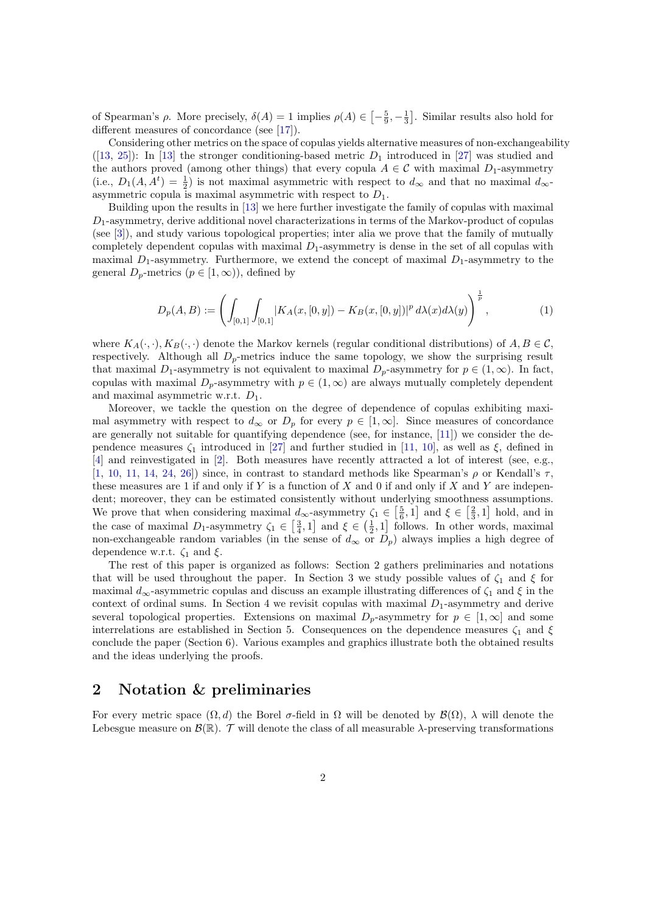of Spearman's $\rho$. More precisely, $\delta(A) = 1$ implies $\rho(A) \in \left[-\frac{5}{9}, -\frac{1}{3}\right]$. Similar results also hold for different measures of concordance (see [17]).

Considering other metrics on the space of copulas yields alternative measures of non-exchangeability ([13, 25]): In [13] the stronger conditioning-based metric $D_1$ introduced in [27] was studied and the authors proved (among other things) that every copula $A \in \mathcal{C}$ with maximal $D_1$-asymmetry (i.e., $D_1(A, A^t) = \frac{1}{2}$) is not maximal asymmetric with respect to $d_\infty$ and that no maximal $d_\infty$-asymmetric copula is maximal asymmetric with respect to $D_1$.

Building upon the results in [13] we here further investigate the family of copulas with maximal $D_1$-asymmetry, derive additional novel characterizations in terms of the Markov-product of copulas (see [3]), and study various topological properties; inter alia we prove that the family of mutually completely dependent copulas with maximal $D_1$-asymmetry is dense in the set of all copulas with maximal $D_1$-asymmetry. Furthermore, we extend the concept of maximal $D_1$-asymmetry to the general $D_p$-metrics ($p \in [1, \infty)$), defined by

$$D_p(A, B) := \left( \int_{[0,1]} \int_{[0,1]} |K_A(x, [0, y]) - K_B(x, [0, y])|^p \, d\lambda(x) d\lambda(y) \right)^{\frac{1}{p}}, \tag{1}$$

where $K_A(\cdot, \cdot), K_B(\cdot, \cdot)$ denote the Markov kernels (regular conditional distributions) of $A, B \in \mathcal{C}$, respectively. Although all $D_p$-metrics induce the same topology, we show the surprising result that maximal $D_1$-asymmetry is not equivalent to maximal $D_p$-asymmetry for $p \in (1, \infty)$. In fact, copulas with maximal $D_p$-asymmetry with $p \in (1, \infty)$ are always mutually completely dependent and maximal asymmetric w.r.t. $D_1$.

Moreover, we tackle the question on the degree of dependence of copulas exhibiting maximal asymmetry with respect to $d_\infty$ or $D_p$ for every $p \in [1, \infty]$. Since measures of concordance are generally not suitable for quantifying dependence (see, for instance, [11]) we consider the dependence measures $\zeta_1$ introduced in [27] and further studied in [11, 10], as well as $\xi$, defined in [4] and reinvestigated in [2]. Both measures have recently attracted a lot of interest (see, e.g., [1, 10, 11, 14, 24, 26]) since, in contrast to standard methods like Spearman's $\rho$ or Kendall's $\tau$, these measures are 1 if and only if $Y$ is a function of $X$ and 0 if and only if $X$ and $Y$ are independent; moreover, they can be estimated consistently without underlying smoothness assumptions. We prove that when considering maximal $d_\infty$-asymmetry $\zeta_1 \in \left[\frac{5}{6}, 1\right]$ and $\xi \in \left[\frac{2}{3}, 1\right]$ hold, and in the case of maximal $D_1$-asymmetry $\zeta_1 \in \left[\frac{3}{4}, 1\right]$ and $\xi \in \left(\frac{1}{2}, 1\right]$ follows. In other words, maximal non-exchangeable random variables (in the sense of $d_\infty$ or $D_p$) always implies a high degree of dependence w.r.t. $\zeta_1$ and $\xi$.

The rest of this paper is organized as follows: Section 2 gathers preliminaries and notations that will be used throughout the paper. In Section 3 we study possible values of $\zeta_1$ and $\xi$ for maximal $d_\infty$-asymmetric copulas and discuss an example illustrating differences of $\zeta_1$ and $\xi$ in the context of ordinal sums. In Section 4 we revisit copulas with maximal $D_1$-asymmetry and derive several topological properties. Extensions on maximal $D_p$-asymmetry for $p \in [1, \infty]$ and some interrelations are established in Section 5. Consequences on the dependence measures $\zeta_1$ and $\xi$ conclude the paper (Section 6). Various examples and graphics illustrate both the obtained results and the ideas underlying the proofs.

## 2 Notation & preliminaries

For every metric space $(\Omega, d)$ the Borel $\sigma$-field in $\Omega$ will be denoted by $\mathcal{B}(\Omega)$, $\lambda$ will denote the Lebesgue measure on $\mathcal{B}(\mathbb{R})$. $\mathcal{T}$ will denote the class of all measurable $\lambda$-preserving transformations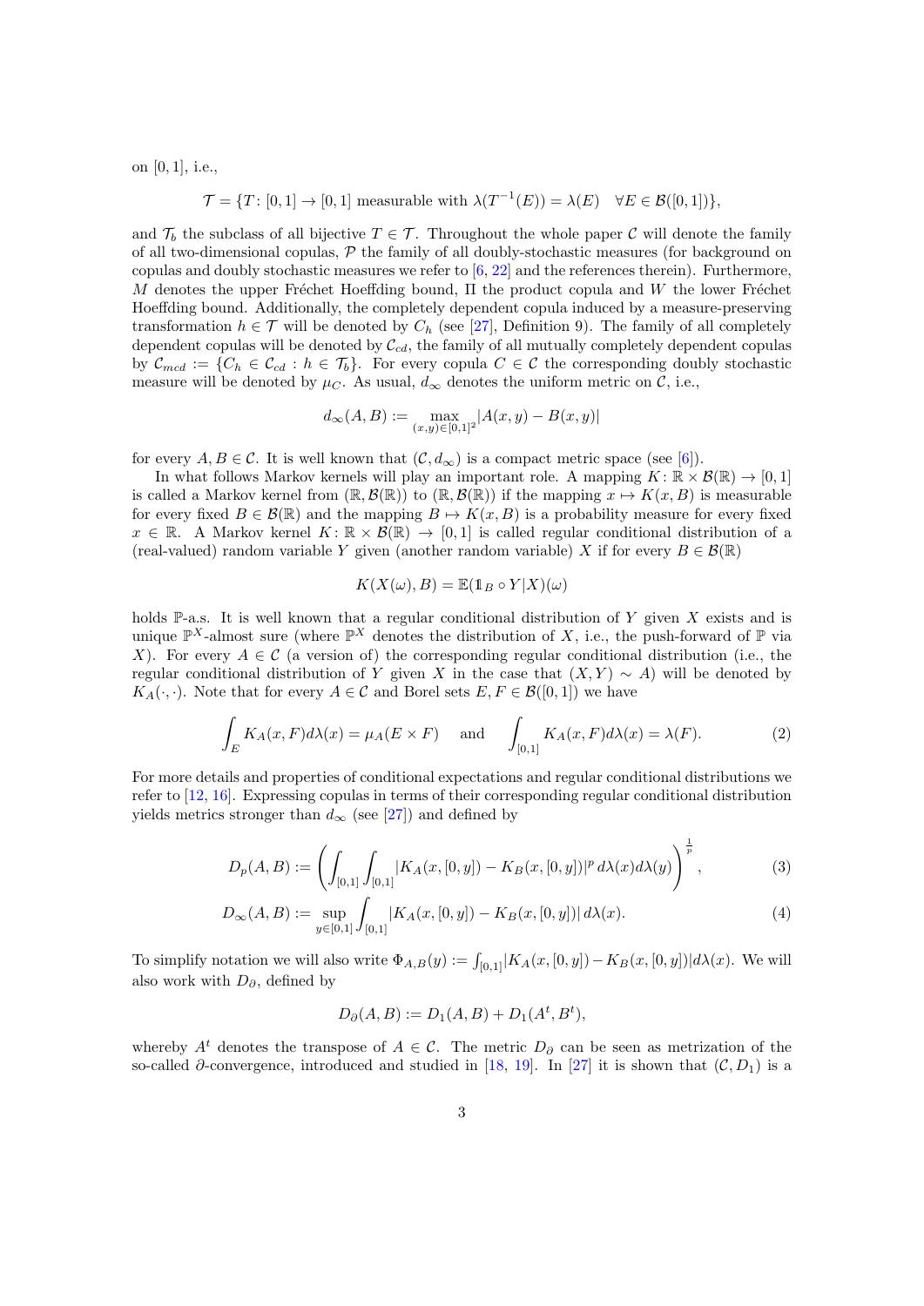on $[0,1]$, i.e.,

$$\mathcal{T} = \{T\colon [0,1] \to [0,1] \text{ measurable with } \lambda(T^{-1}(E)) = \lambda(E) \quad \forall E \in \mathcal{B}([0,1])\},$$

and $\mathcal{T}_b$ the subclass of all bijective $T \in \mathcal{T}$. Throughout the whole paper $\mathcal{C}$ will denote the family of all two-dimensional copulas, $\mathcal{P}$ the family of all doubly-stochastic measures (for background on copulas and doubly stochastic measures we refer to [6, 22] and the references therein). Furthermore, $M$ denotes the upper Fréchet Hoeffding bound, $\Pi$ the product copula and $W$ the lower Fréchet Hoeffding bound. Additionally, the completely dependent copula induced by a measure-preserving transformation $h \in \mathcal{T}$ will be denoted by $C_h$ (see [27], Definition 9). The family of all completely dependent copulas will be denoted by $\mathcal{C}_{cd}$, the family of all mutually completely dependent copulas by $\mathcal{C}_{mcd} := \{C_h \in \mathcal{C}_{cd} : h \in \mathcal{T}_b\}$. For every copula $C \in \mathcal{C}$ the corresponding doubly stochastic measure will be denoted by $\mu_C$. As usual, $d_\infty$ denotes the uniform metric on $\mathcal{C}$, i.e.,

$$d_\infty(A, B) := \max_{(x,y)\in[0,1]^2} |A(x, y) - B(x, y)|$$

for every $A, B \in \mathcal{C}$. It is well known that $(\mathcal{C}, d_\infty)$ is a compact metric space (see [6]).

In what follows Markov kernels will play an important role. A mapping $K\colon \mathbb{R} \times \mathcal{B}(\mathbb{R}) \to [0,1]$ is called a Markov kernel from $(\mathbb{R}, \mathcal{B}(\mathbb{R}))$ to $(\mathbb{R}, \mathcal{B}(\mathbb{R}))$ if the mapping $x \mapsto K(x, B)$ is measurable for every fixed $B \in \mathcal{B}(\mathbb{R})$ and the mapping $B \mapsto K(x, B)$ is a probability measure for every fixed $x \in \mathbb{R}$. A Markov kernel $K\colon \mathbb{R} \times \mathcal{B}(\mathbb{R}) \to [0,1]$ is called regular conditional distribution of a (real-valued) random variable $Y$ given (another random variable) $X$ if for every $B \in \mathcal{B}(\mathbb{R})$

$$K(X(\omega), B) = \mathbb{E}(\mathbb{1}_B \circ Y | X)(\omega)$$

holds $\mathbb{P}$-a.s. It is well known that a regular conditional distribution of $Y$ given $X$ exists and is unique $\mathbb{P}^X$-almost sure (where $\mathbb{P}^X$ denotes the distribution of $X$, i.e., the push-forward of $\mathbb{P}$ via $X$). For every $A \in \mathcal{C}$ (a version of) the corresponding regular conditional distribution (i.e., the regular conditional distribution of $Y$ given $X$ in the case that $(X, Y) \sim A$) will be denoted by $K_A(\cdot, \cdot)$. Note that for every $A \in \mathcal{C}$ and Borel sets $E, F \in \mathcal{B}([0,1])$ we have

$$\int_E K_A(x, F) d\lambda(x) = \mu_A(E \times F) \quad \text{ and } \quad \int_{[0,1]} K_A(x, F) d\lambda(x) = \lambda(F). \tag{2}$$

For more details and properties of conditional expectations and regular conditional distributions we refer to [12, 16]. Expressing copulas in terms of their corresponding regular conditional distribution yields metrics stronger than $d_\infty$ (see [27]) and defined by

$$D_p(A, B) := \left( \int_{[0,1]} \int_{[0,1]} |K_A(x, [0, y]) - K_B(x, [0, y])|^p \, d\lambda(x) d\lambda(y) \right)^{\frac{1}{p}}, \tag{3}$$

$$D_\infty(A, B) := \sup_{y\in[0,1]} \int_{[0,1]} |K_A(x, [0, y]) - K_B(x, [0, y])| \, d\lambda(x). \tag{4}$$

To simplify notation we will also write $\Phi_{A,B}(y) := \int_{[0,1]} |K_A(x, [0, y]) - K_B(x, [0, y])| d\lambda(x)$. We will also work with $D_\partial$, defined by

$$D_\partial(A, B) := D_1(A, B) + D_1(A^t, B^t),$$

whereby $A^t$ denotes the transpose of $A \in \mathcal{C}$. The metric $D_\partial$ can be seen as metrization of the so-called $\partial$-convergence, introduced and studied in [18, 19]. In [27] it is shown that $(\mathcal{C}, D_1)$ is a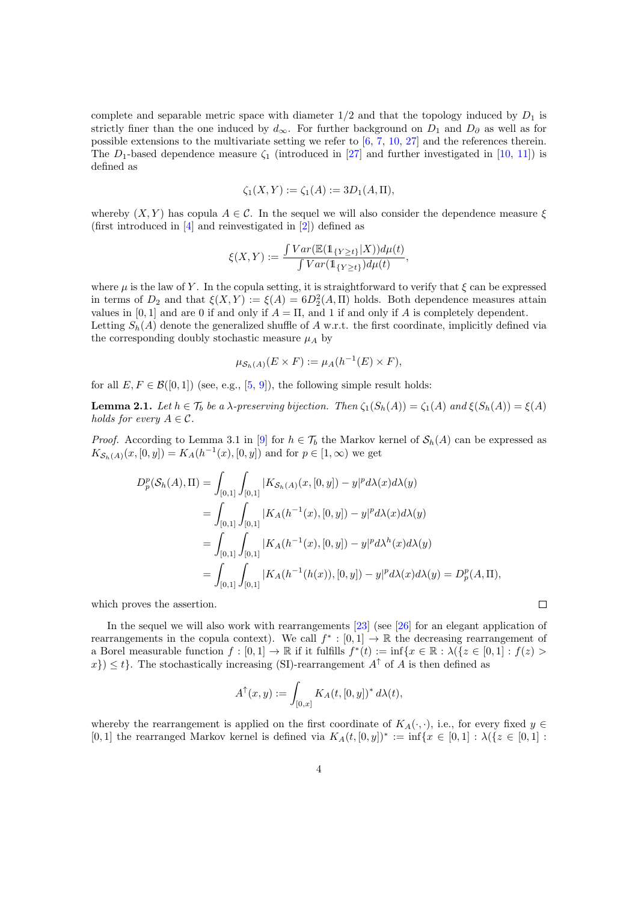complete and separable metric space with diameter 1/2 and that the topology induced by $D_1$ is strictly finer than the one induced by $d_\infty$. For further background on $D_1$ and $D_\partial$ as well as for possible extensions to the multivariate setting we refer to [6, 7, 10, 27] and the references therein. The $D_1$-based dependence measure $\zeta_1$ (introduced in [27] and further investigated in [10, 11]) is defined as

$$\zeta_1(X,Y) := \zeta_1(A) := 3D_1(A,\Pi),$$

whereby $(X,Y)$ has copula $A \in \mathcal{C}$. In the sequel we will also consider the dependence measure $\xi$ (first introduced in [4] and reinvestigated in [2]) defined as

$$\xi(X,Y) := \frac{\int Var(\mathbb{E}(\mathbb{1}_{\{Y\geq t\}}|X))d\mu(t)}{\int Var(\mathbb{1}_{\{Y\geq t\}})d\mu(t)},$$

where $\mu$ is the law of $Y$. In the copula setting, it is straightforward to verify that $\xi$ can be expressed in terms of $D_2$ and that $\xi(X,Y) := \xi(A) = 6D_2^2(A,\Pi)$ holds. Both dependence measures attain values in $[0,1]$ and are 0 if and only if $A = \Pi$, and 1 if and only if $A$ is completely dependent.
Letting $S_h(A)$ denote the generalized shuffle of $A$ w.r.t. the first coordinate, implicitly defined via the corresponding doubly stochastic measure $\mu_A$ by

$$\mu_{\mathcal{S}_h(A)}(E\times F) := \mu_A(h^{-1}(E)\times F),$$

for all $E, F \in \mathcal{B}([0,1])$ (see, e.g., [5, 9]), the following simple result holds:

**Lemma 2.1.** *Let $h \in \mathcal{T}_b$ be a $\lambda$-preserving bijection. Then $\zeta_1(S_h(A)) = \zeta_1(A)$ and $\xi(S_h(A)) = \xi(A)$ holds for every $A \in \mathcal{C}$.*

*Proof.* According to Lemma 3.1 in [9] for $h \in \mathcal{T}_b$ the Markov kernel of $\mathcal{S}_h(A)$ can be expressed as $K_{\mathcal{S}_h(A)}(x,[0,y]) = K_A(h^{-1}(x),[0,y])$ and for $p \in [1,\infty)$ we get

$$\begin{aligned}
D_p^p(\mathcal{S}_h(A),\Pi) &= \int_{[0,1]}\int_{[0,1]} |K_{\mathcal{S}_h(A)}(x,[0,y]) - y|^p d\lambda(x)d\lambda(y) \\
&= \int_{[0,1]}\int_{[0,1]} |K_A(h^{-1}(x),[0,y]) - y|^p d\lambda(x)d\lambda(y) \\
&= \int_{[0,1]}\int_{[0,1]} |K_A(h^{-1}(x),[0,y]) - y|^p d\lambda^h(x)d\lambda(y) \\
&= \int_{[0,1]}\int_{[0,1]} |K_A(h^{-1}(h(x)),[0,y]) - y|^p d\lambda(x)d\lambda(y) = D_p^p(A,\Pi),
\end{aligned}$$

which proves the assertion. □

In the sequel we will also work with rearrangements [23] (see [26] for an elegant application of rearrangements in the copula context). We call $f^* : [0,1] \to \mathbb{R}$ the decreasing rearrangement of a Borel measurable function $f : [0,1] \to \mathbb{R}$ if it fulfills $f^*(t) := \inf\{x \in \mathbb{R} : \lambda(\{z \in [0,1] : f(z) > x\}) \leq t\}$. The stochastically increasing (SI)-rearrangement $A^\uparrow$ of $A$ is then defined as

$$A^\uparrow(x,y) := \int_{[0,x]} K_A(t,[0,y])^*\, d\lambda(t),$$

whereby the rearrangement is applied on the first coordinate of $K_A(\cdot,\cdot)$, i.e., for every fixed $y \in [0,1]$ the rearranged Markov kernel is defined via $K_A(t,[0,y])^* := \inf\{x \in [0,1] : \lambda(\{z \in [0,1] :$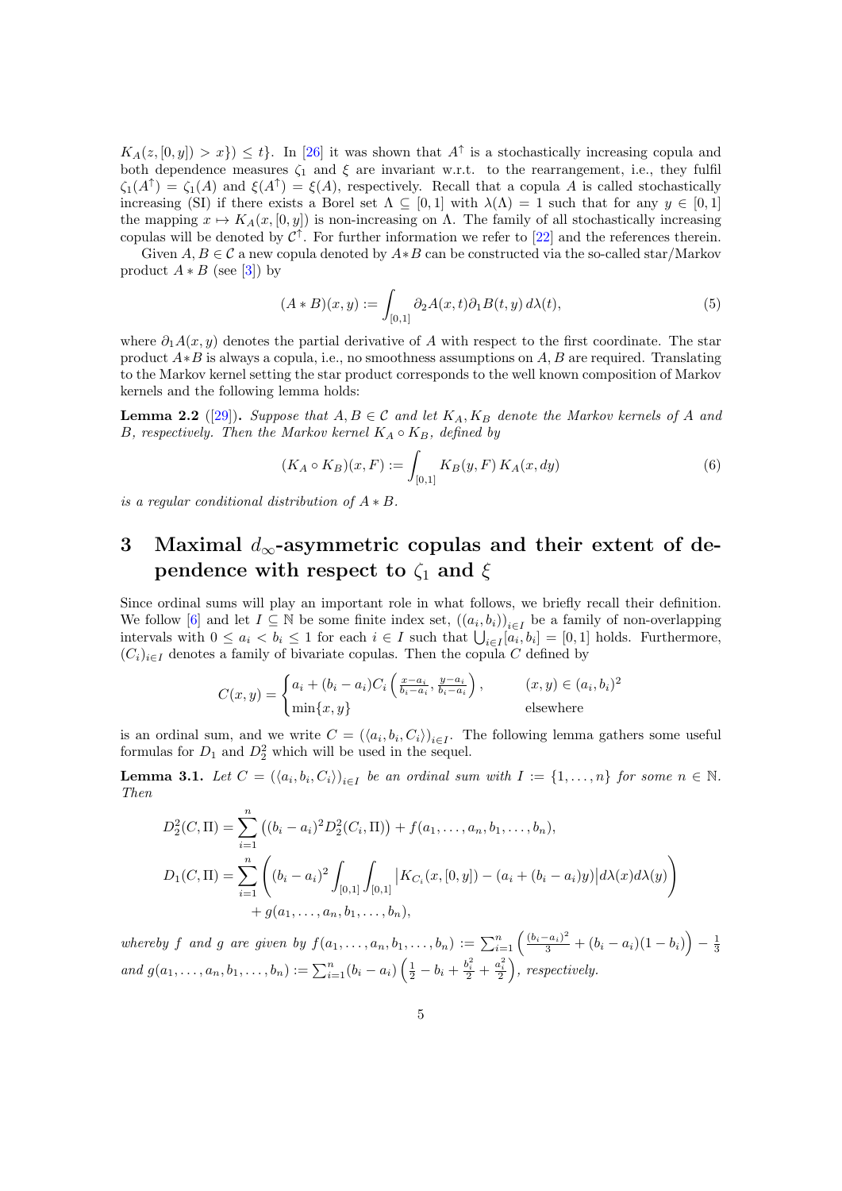$K_A(z,[0,y]) > x\}) \leq t\}$. In [26] it was shown that $A^\uparrow$ is a stochastically increasing copula and both dependence measures $\zeta_1$ and $\xi$ are invariant w.r.t. to the rearrangement, i.e., they fulfil $\zeta_1(A^\uparrow) = \zeta_1(A)$ and $\xi(A^\uparrow) = \xi(A)$, respectively. Recall that a copula $A$ is called stochastically increasing (SI) if there exists a Borel set $\Lambda \subseteq [0,1]$ with $\lambda(\Lambda) = 1$ such that for any $y \in [0,1]$ the mapping $x \mapsto K_A(x,[0,y])$ is non-increasing on $\Lambda$. The family of all stochastically increasing copulas will be denoted by $\mathcal{C}^\uparrow$. For further information we refer to [22] and the references therein.

Given $A, B \in \mathcal{C}$ a new copula denoted by $A*B$ can be constructed via the so-called star/Markov product $A*B$ (see [3]) by

$$(A*B)(x,y) := \int_{[0,1]} \partial_2 A(x,t) \partial_1 B(t,y)\, d\lambda(t), \tag{5}$$

where $\partial_1 A(x,y)$ denotes the partial derivative of $A$ with respect to the first coordinate. The star product $A*B$ is always a copula, i.e., no smoothness assumptions on $A, B$ are required. Translating to the Markov kernel setting the star product corresponds to the well known composition of Markov kernels and the following lemma holds:

**Lemma 2.2** ([29]). *Suppose that $A, B \in \mathcal{C}$ and let $K_A, K_B$ denote the Markov kernels of $A$ and $B$, respectively. Then the Markov kernel $K_A \circ K_B$, defined by*

$$(K_A \circ K_B)(x,F) := \int_{[0,1]} K_B(y,F)\, K_A(x,dy) \tag{6}$$

*is a regular conditional distribution of $A*B$.*

# 3 Maximal $d_\infty$-asymmetric copulas and their extent of dependence with respect to $\zeta_1$ and $\xi$

Since ordinal sums will play an important role in what follows, we briefly recall their definition. We follow [6] and let $I \subseteq \mathbb{N}$ be some finite index set, $((a_i,b_i))_{i\in I}$ be a family of non-overlapping intervals with $0 \leq a_i < b_i \leq 1$ for each $i \in I$ such that $\bigcup_{i\in I}[a_i,b_i] = [0,1]$ holds. Furthermore, $(C_i)_{i\in I}$ denotes a family of bivariate copulas. Then the copula $C$ defined by

$$C(x,y) = \begin{cases} a_i + (b_i - a_i) C_i\left(\frac{x-a_i}{b_i-a_i}, \frac{y-a_i}{b_i-a_i}\right), & (x,y) \in (a_i,b_i)^2 \\ \min\{x,y\} & \text{elsewhere} \end{cases}$$

is an ordinal sum, and we write $C = (\langle a_i, b_i, C_i\rangle)_{i\in I}$. The following lemma gathers some useful formulas for $D_1$ and $D_2^2$ which will be used in the sequel.

**Lemma 3.1.** *Let $C = (\langle a_i, b_i, C_i\rangle)_{i\in I}$ be an ordinal sum with $I := \{1,\ldots,n\}$ for some $n \in \mathbb{N}$. Then*

$$D_2^2(C,\Pi) = \sum_{i=1}^n \left((b_i-a_i)^2 D_2^2(C_i,\Pi)\right) + f(a_1,\ldots,a_n,b_1,\ldots,b_n),$$

$$D_1(C,\Pi) = \sum_{i=1}^n \left((b_i-a_i)^2 \int_{[0,1]}\int_{[0,1]} \left|K_{C_i}(x,[0,y]) - (a_i + (b_i-a_i)y)\right| d\lambda(x) d\lambda(y)\right) + g(a_1,\ldots,a_n,b_1,\ldots,b_n),$$

*whereby $f$ and $g$ are given by $f(a_1,\ldots,a_n,b_1,\ldots,b_n) := \sum_{i=1}^n \left(\frac{(b_i-a_i)^2}{3} + (b_i-a_i)(1-b_i)\right) - \frac{1}{3}$ and $g(a_1,\ldots,a_n,b_1,\ldots,b_n) := \sum_{i=1}^n (b_i-a_i)\left(\frac{1}{2} - b_i + \frac{b_i^2}{2} + \frac{a_i^2}{2}\right)$, respectively.*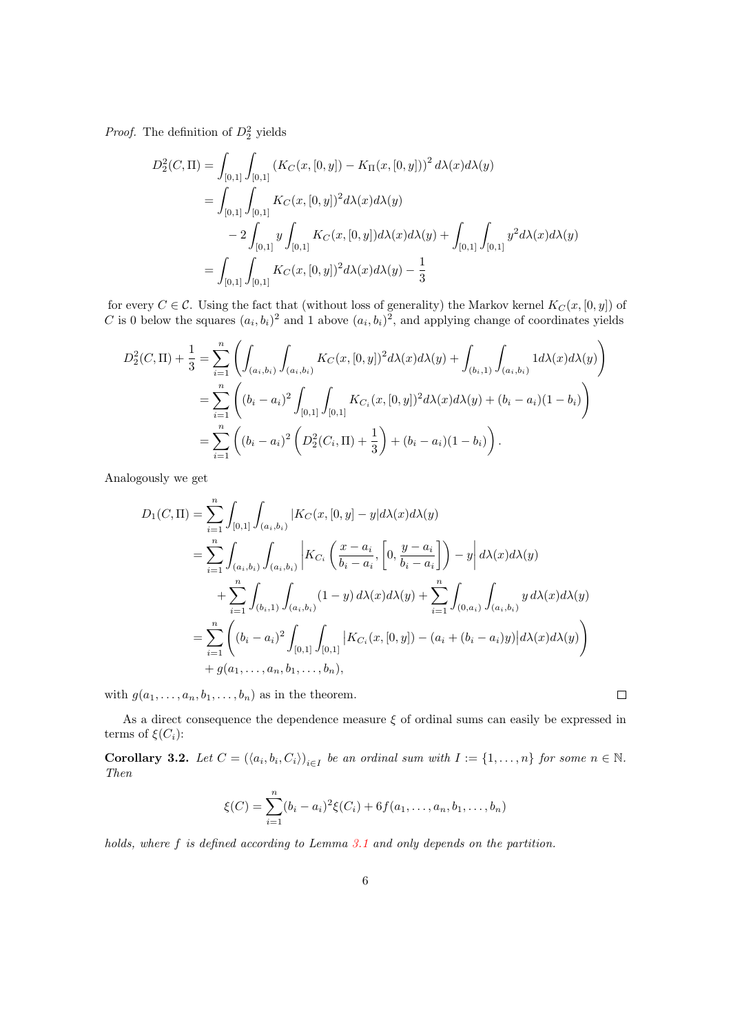*Proof.* The definition of $D_2^2$ yields

$$
\begin{aligned}
D_2^2(C,\Pi) &= \int_{[0,1]}\int_{[0,1]} \left(K_C(x,[0,y]) - K_\Pi(x,[0,y])\right)^2 d\lambda(x)d\lambda(y) \\
&= \int_{[0,1]}\int_{[0,1]} K_C(x,[0,y])^2 d\lambda(x)d\lambda(y) \\
&\quad - 2\int_{[0,1]} y \int_{[0,1]} K_C(x,[0,y])d\lambda(x)d\lambda(y) + \int_{[0,1]}\int_{[0,1]} y^2 d\lambda(x)d\lambda(y) \\
&= \int_{[0,1]}\int_{[0,1]} K_C(x,[0,y])^2 d\lambda(x)d\lambda(y) - \frac{1}{3}
\end{aligned}
$$

for every $C \in \mathcal{C}$. Using the fact that (without loss of generality) the Markov kernel $K_C(x,[0,y])$ of $C$ is 0 below the squares $(a_i,b_i)^2$ and 1 above $(a_i,b_i)^2$, and applying change of coordinates yields

$$
\begin{aligned}
D_2^2(C,\Pi) + \frac{1}{3} &= \sum_{i=1}^n \left( \int_{(a_i,b_i)}\int_{(a_i,b_i)} K_C(x,[0,y])^2 d\lambda(x)d\lambda(y) + \int_{(b_i,1)}\int_{(a_i,b_i)} 1 d\lambda(x)d\lambda(y) \right) \\
&= \sum_{i=1}^n \left( (b_i-a_i)^2 \int_{[0,1]}\int_{[0,1]} K_{C_i}(x,[0,y])^2 d\lambda(x)d\lambda(y) + (b_i-a_i)(1-b_i) \right) \\
&= \sum_{i=1}^n \left( (b_i-a_i)^2 \left( D_2^2(C_i,\Pi) + \frac{1}{3} \right) + (b_i-a_i)(1-b_i) \right).
\end{aligned}
$$

Analogously we get

$$
\begin{aligned}
D_1(C,\Pi) &= \sum_{i=1}^n \int_{[0,1]}\int_{(a_i,b_i)} |K_C(x,[0,y] - y| d\lambda(x)d\lambda(y) \\
&= \sum_{i=1}^n \int_{(a_i,b_i)}\int_{(a_i,b_i)} \left| K_{C_i}\left(\frac{x-a_i}{b_i-a_i}, \left[0, \frac{y-a_i}{b_i-a_i}\right]\right) - y \right| d\lambda(x)d\lambda(y) \\
&\quad + \sum_{i=1}^n \int_{(b_i,1)}\int_{(a_i,b_i)} (1-y)\, d\lambda(x)d\lambda(y) + \sum_{i=1}^n \int_{(0,a_i)}\int_{(a_i,b_i)} y \, d\lambda(x)d\lambda(y) \\
&= \sum_{i=1}^n \left( (b_i-a_i)^2 \int_{[0,1]}\int_{[0,1]} \left| K_{C_i}(x,[0,y]) - (a_i + (b_i-a_i)y) \right| d\lambda(x)d\lambda(y) \right) \\
&\quad + g(a_1,\dots,a_n,b_1,\dots,b_n),
\end{aligned}
$$

with $g(a_1,\dots,a_n,b_1,\dots,b_n)$ as in the theorem. $\square$

As a direct consequence the dependence measure $\xi$ of ordinal sums can easily be expressed in terms of $\xi(C_i)$:

**Corollary 3.2.** *Let $C = (\langle a_i, b_i, C_i \rangle)_{i\in I}$ be an ordinal sum with $I := \{1,\dots,n\}$ for some $n \in \mathbb{N}$. Then*

$$
\xi(C) = \sum_{i=1}^n (b_i-a_i)^2 \xi(C_i) + 6f(a_1,\dots,a_n,b_1,\dots,b_n)
$$

*holds, where $f$ is defined according to Lemma 3.1 and only depends on the partition.*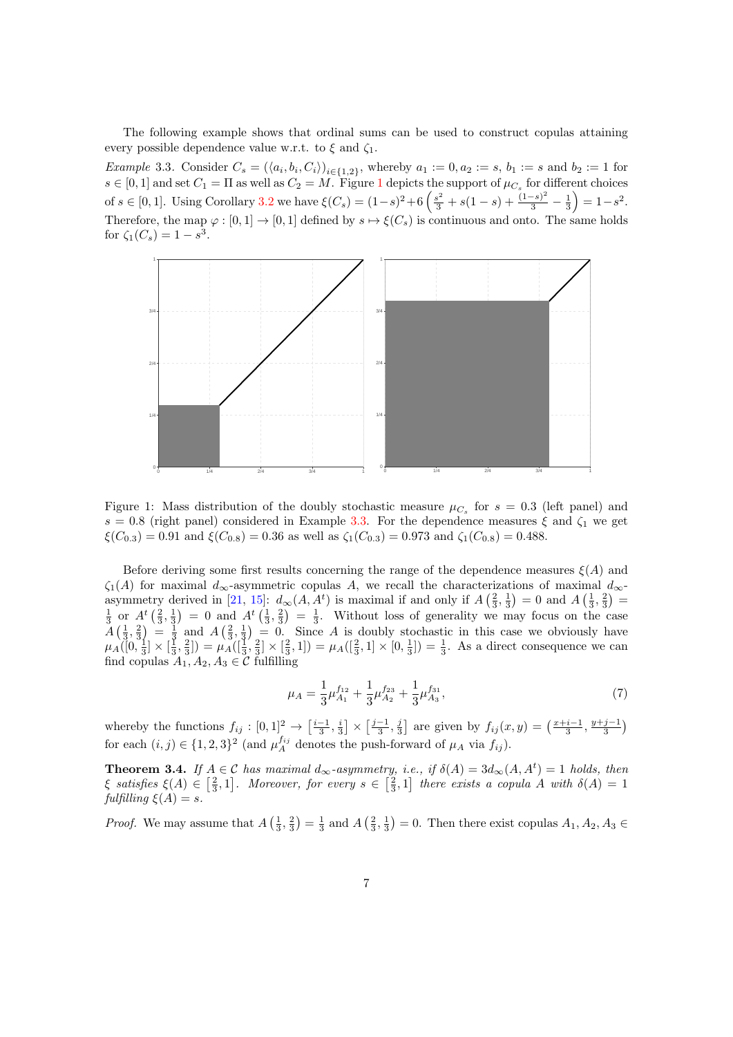The following example shows that ordinal sums can be used to construct copulas attaining every possible dependence value w.r.t. to $\xi$ and $\zeta_1$.

*Example* 3.3. Consider $C_s = (\langle a_i, b_i, C_i \rangle)_{i \in \{1,2\}}$, whereby $a_1 := 0, a_2 := s$, $b_1 := s$ and $b_2 := 1$ for $s \in [0,1]$ and set $C_1 = \Pi$ as well as $C_2 = M$. Figure 1 depicts the support of $\mu_{C_s}$ for different choices of $s \in [0,1]$. Using Corollary 3.2 we have $\xi(C_s) = (1-s)^2 + 6\left(\frac{s^2}{3} + s(1-s) + \frac{(1-s)^2}{3} - \frac{1}{3}\right) = 1 - s^2$. Therefore, the map $\varphi : [0,1] \to [0,1]$ defined by $s \mapsto \xi(C_s)$ is continuous and onto. The same holds for $\zeta_1(C_s) = 1 - s^3$.

Figure 1: Mass distribution of the doubly stochastic measure $\mu_{C_s}$ for $s = 0.3$ (left panel) and $s = 0.8$ (right panel) considered in Example 3.3. For the dependence measures $\xi$ and $\zeta_1$ we get $\xi(C_{0.3}) = 0.91$ and $\xi(C_{0.8}) = 0.36$ as well as $\zeta_1(C_{0.3}) = 0.973$ and $\zeta_1(C_{0.8}) = 0.488$.

Before deriving some first results concerning the range of the dependence measures $\xi(A)$ and $\zeta_1(A)$ for maximal $d_\infty$-asymmetric copulas $A$, we recall the characterizations of maximal $d_\infty$-asymmetry derived in [21, 15]: $d_\infty(A, A^t)$ is maximal if and only if $A\left(\frac{2}{3}, \frac{1}{3}\right) = 0$ and $A\left(\frac{1}{3}, \frac{2}{3}\right) = \frac{1}{3}$ or $A^t\left(\frac{2}{3}, \frac{1}{3}\right) = 0$ and $A^t\left(\frac{1}{3}, \frac{2}{3}\right) = \frac{1}{3}$. Without loss of generality we may focus on the case $A\left(\frac{1}{3}, \frac{2}{3}\right) = \frac{1}{3}$ and $A\left(\frac{2}{3}, \frac{1}{3}\right) = 0$. Since $A$ is doubly stochastic in this case we obviously have $\mu_A([0, \frac{1}{3}] \times [\frac{1}{3}, \frac{2}{3}]) = \mu_A([\frac{1}{3}, \frac{2}{3}] \times [\frac{2}{3}, 1]) = \mu_A([\frac{2}{3}, 1] \times [0, \frac{1}{3}]) = \frac{1}{3}$. As a direct consequence we can find copulas $A_1, A_2, A_3 \in \mathcal{C}$ fulfilling

$$\mu_A = \frac{1}{3}\mu_{A_1}^{f_{12}} + \frac{1}{3}\mu_{A_2}^{f_{23}} + \frac{1}{3}\mu_{A_3}^{f_{31}}, \tag{7}$$

whereby the functions $f_{ij} : [0,1]^2 \to \left[\frac{i-1}{3}, \frac{i}{3}\right] \times \left[\frac{j-1}{3}, \frac{j}{3}\right]$ are given by $f_{ij}(x,y) = \left(\frac{x+i-1}{3}, \frac{y+j-1}{3}\right)$ for each $(i,j) \in \{1,2,3\}^2$ (and $\mu_A^{f_{ij}}$ denotes the push-forward of $\mu_A$ via $f_{ij}$).

**Theorem 3.4.** *If $A \in \mathcal{C}$ has maximal $d_\infty$-asymmetry, i.e., if $\delta(A) = 3d_\infty(A, A^t) = 1$ holds, then $\xi$ satisfies $\xi(A) \in \left[\frac{2}{3}, 1\right]$. Moreover, for every $s \in \left[\frac{2}{3}, 1\right]$ there exists a copula $A$ with $\delta(A) = 1$ fulfilling $\xi(A) = s$.*

*Proof.* We may assume that $A\left(\frac{1}{3}, \frac{2}{3}\right) = \frac{1}{3}$ and $A\left(\frac{2}{3}, \frac{1}{3}\right) = 0$. Then there exist copulas $A_1, A_2, A_3 \in$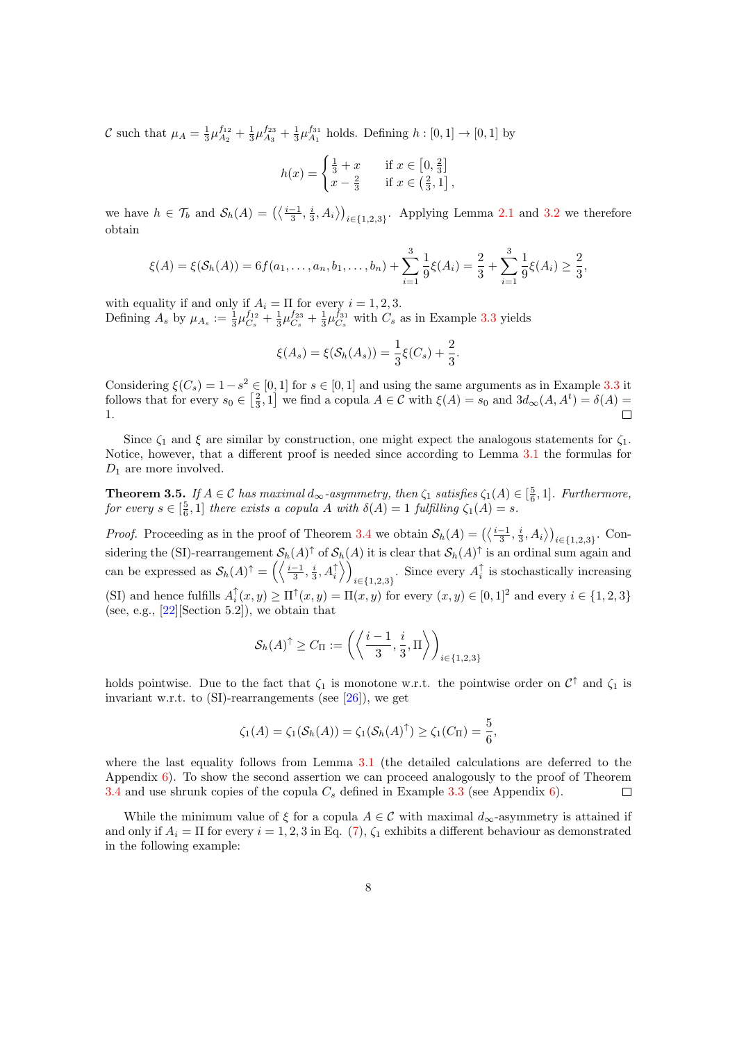$\mathcal{C}$ such that $\mu_A = \frac{1}{3}\mu_{A_2}^{f_{12}} + \frac{1}{3}\mu_{A_3}^{f_{23}} + \frac{1}{3}\mu_{A_1}^{f_{31}}$ holds. Defining $h : [0,1] \to [0,1]$ by

$$h(x) = \begin{cases} \frac{1}{3} + x & \text{if } x \in \left[0, \frac{2}{3}\right] \\ x - \frac{2}{3} & \text{if } x \in \left(\frac{2}{3}, 1\right], \end{cases}$$

we have $h \in \mathcal{T}_b$ and $\mathcal{S}_h(A) = \left(\left\langle \frac{i-1}{3}, \frac{i}{3}, A_i \right\rangle\right)_{i \in \{1,2,3\}}$. Applying Lemma 2.1 and 3.2 we therefore obtain

$$\xi(A) = \xi(\mathcal{S}_h(A)) = 6f(a_1, \ldots, a_n, b_1, \ldots, b_n) + \sum_{i=1}^{3} \frac{1}{9}\xi(A_i) = \frac{2}{3} + \sum_{i=1}^{3} \frac{1}{9}\xi(A_i) \geq \frac{2}{3},$$

with equality if and only if $A_i = \Pi$ for every $i = 1, 2, 3$.
Defining $A_s$ by $\mu_{A_s} := \frac{1}{3}\mu_{C_s}^{f_{12}} + \frac{1}{3}\mu_{C_s}^{f_{23}} + \frac{1}{3}\mu_{C_s}^{f_{31}}$ with $C_s$ as in Example 3.3 yields

$$\xi(A_s) = \xi(\mathcal{S}_h(A_s)) = \frac{1}{3}\xi(C_s) + \frac{2}{3}.$$

Considering $\xi(C_s) = 1 - s^2 \in [0,1]$ for $s \in [0,1]$ and using the same arguments as in Example 3.3 it follows that for every $s_0 \in \left[\frac{2}{3}, 1\right]$ we find a copula $A \in \mathcal{C}$ with $\xi(A) = s_0$ and $3d_\infty(A, A^t) = \delta(A) = 1$. ◻

Since $\zeta_1$ and $\xi$ are similar by construction, one might expect the analogous statements for $\zeta_1$. Notice, however, that a different proof is needed since according to Lemma 3.1 the formulas for $D_1$ are more involved.

**Theorem 3.5.** *If $A \in \mathcal{C}$ has maximal $d_\infty$-asymmetry, then $\zeta_1$ satisfies $\zeta_1(A) \in [\frac{5}{6}, 1]$. Furthermore, for every $s \in [\frac{5}{6}, 1]$ there exists a copula $A$ with $\delta(A) = 1$ fulfilling $\zeta_1(A) = s$.*

*Proof.* Proceeding as in the proof of Theorem 3.4 we obtain $\mathcal{S}_h(A) = \left(\left\langle \frac{i-1}{3}, \frac{i}{3}, A_i \right\rangle\right)_{i \in \{1,2,3\}}$. Considering the (SI)-rearrangement $\mathcal{S}_h(A)^\uparrow$ of $\mathcal{S}_h(A)$ it is clear that $\mathcal{S}_h(A)^\uparrow$ is an ordinal sum again and can be expressed as $\mathcal{S}_h(A)^\uparrow = \left(\left\langle \frac{i-1}{3}, \frac{i}{3}, A_i^\uparrow \right\rangle\right)_{i \in \{1,2,3\}}$. Since every $A_i^\uparrow$ is stochastically increasing (SI) and hence fulfills $A_i^\uparrow(x,y) \geq \Pi^\uparrow(x,y) = \Pi(x,y)$ for every $(x,y) \in [0,1]^2$ and every $i \in \{1,2,3\}$ (see, e.g., [22][Section 5.2]), we obtain that

$$\mathcal{S}_h(A)^\uparrow \geq C_\Pi := \left(\left\langle \frac{i-1}{3}, \frac{i}{3}, \Pi \right\rangle\right)_{i \in \{1,2,3\}}$$

holds pointwise. Due to the fact that $\zeta_1$ is monotone w.r.t. the pointwise order on $\mathcal{C}^\uparrow$ and $\zeta_1$ is invariant w.r.t. to (SI)-rearrangements (see [26]), we get

$$\zeta_1(A) = \zeta_1(\mathcal{S}_h(A)) = \zeta_1(\mathcal{S}_h(A)^\uparrow) \geq \zeta_1(C_\Pi) = \frac{5}{6},$$

where the last equality follows from Lemma 3.1 (the detailed calculations are deferred to the Appendix 6). To show the second assertion we can proceed analogously to the proof of Theorem 3.4 and use shrunk copies of the copula $C_s$ defined in Example 3.3 (see Appendix 6). ◻

While the minimum value of $\xi$ for a copula $A \in \mathcal{C}$ with maximal $d_\infty$-asymmetry is attained if and only if $A_i = \Pi$ for every $i = 1, 2, 3$ in Eq. (7), $\zeta_1$ exhibits a different behaviour as demonstrated in the following example: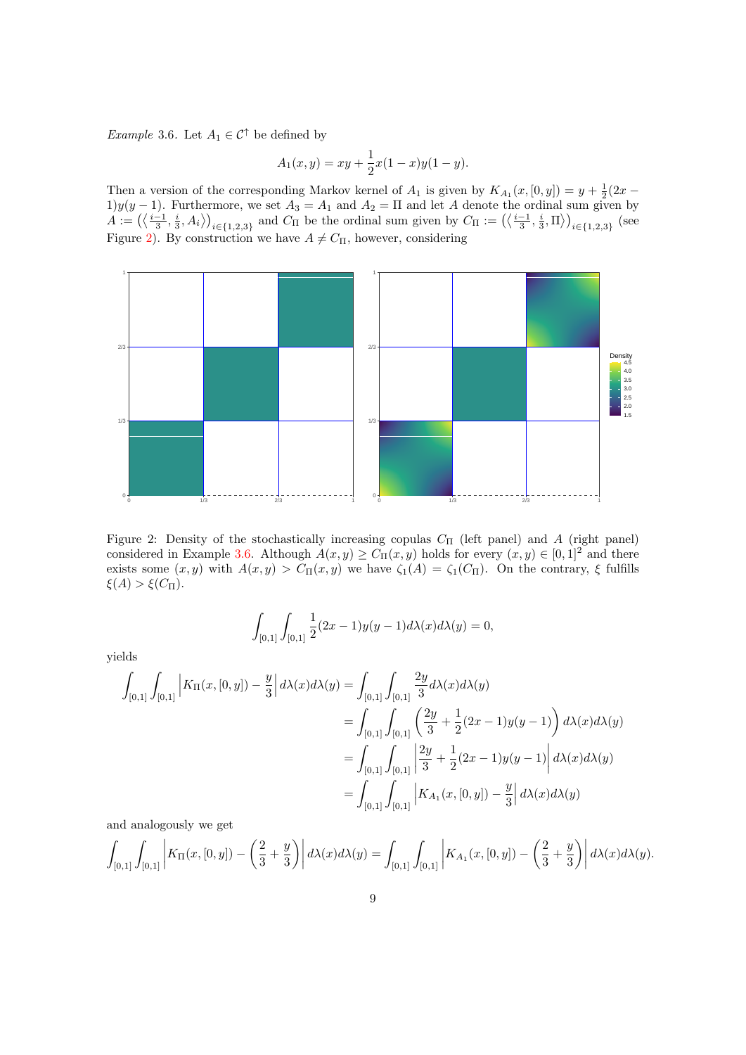*Example* 3.6. Let $A_1 \in \mathcal{C}^\uparrow$ be defined by

$$A_1(x,y) = xy + \frac{1}{2}x(1-x)y(1-y).$$

Then a version of the corresponding Markov kernel of $A_1$ is given by $K_{A_1}(x,[0,y]) = y + \frac{1}{2}(2x-1)y(y-1)$. Furthermore, we set $A_3 = A_1$ and $A_2 = \Pi$ and let $A$ denote the ordinal sum given by $A := \left(\left\langle \frac{i-1}{3}, \frac{i}{3}, A_i \right\rangle\right)_{i\in\{1,2,3\}}$ and $C_\Pi$ be the ordinal sum given by $C_\Pi := \left(\left\langle \frac{i-1}{3}, \frac{i}{3}, \Pi \right\rangle\right)_{i\in\{1,2,3\}}$ (see Figure 2). By construction we have $A \neq C_\Pi$, however, considering

Figure 2: Density of the stochastically increasing copulas $C_\Pi$ (left panel) and $A$ (right panel) considered in Example 3.6. Although $A(x,y) \geq C_\Pi(x,y)$ holds for every $(x,y) \in [0,1]^2$ and there exists some $(x,y)$ with $A(x,y) > C_\Pi(x,y)$ we have $\zeta_1(A) = \zeta_1(C_\Pi)$. On the contrary, $\xi$ fulfills $\xi(A) > \xi(C_\Pi)$.

$$\int_{[0,1]} \int_{[0,1]} \frac{1}{2}(2x-1)y(y-1) d\lambda(x) d\lambda(y) = 0,$$

yields

$$\begin{aligned}
\int_{[0,1]} \int_{[0,1]} \left| K_\Pi(x,[0,y]) - \frac{y}{3} \right| d\lambda(x) d\lambda(y) &= \int_{[0,1]} \int_{[0,1]} \frac{2y}{3} d\lambda(x) d\lambda(y) \\
&= \int_{[0,1]} \int_{[0,1]} \left( \frac{2y}{3} + \frac{1}{2}(2x-1)y(y-1) \right) d\lambda(x) d\lambda(y) \\
&= \int_{[0,1]} \int_{[0,1]} \left| \frac{2y}{3} + \frac{1}{2}(2x-1)y(y-1) \right| d\lambda(x) d\lambda(y) \\
&= \int_{[0,1]} \int_{[0,1]} \left| K_{A_1}(x,[0,y]) - \frac{y}{3} \right| d\lambda(x) d\lambda(y)
\end{aligned}$$

and analogously we get

$$\int_{[0,1]} \int_{[0,1]} \left| K_\Pi(x,[0,y]) - \left( \frac{2}{3} + \frac{y}{3} \right) \right| d\lambda(x) d\lambda(y) = \int_{[0,1]} \int_{[0,1]} \left| K_{A_1}(x,[0,y]) - \left( \frac{2}{3} + \frac{y}{3} \right) \right| d\lambda(x) d\lambda(y).$$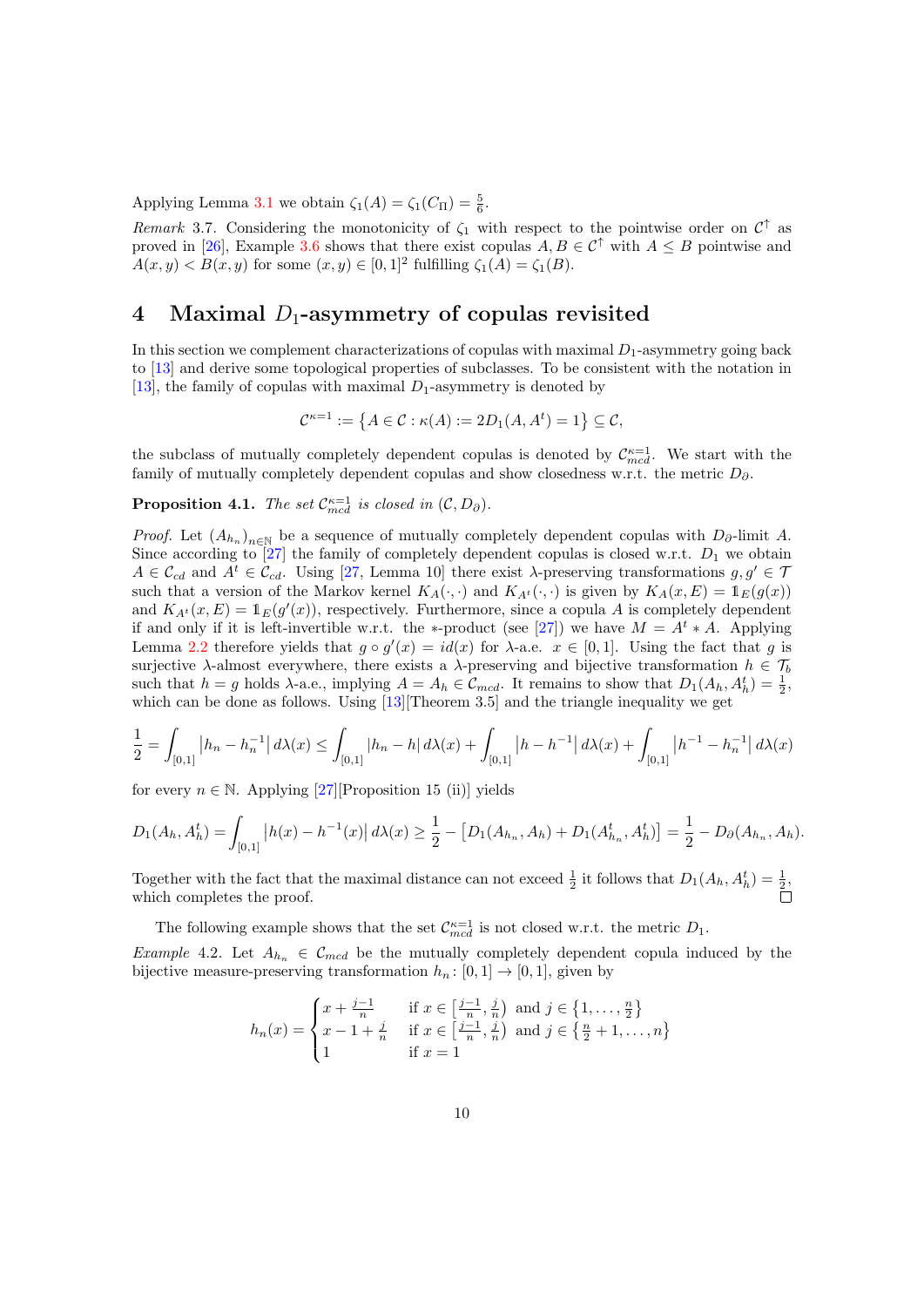Applying Lemma 3.1 we obtain $\zeta_1(A) = \zeta_1(C_\Pi) = \frac{5}{6}$.

*Remark* 3.7. Considering the monotonicity of $\zeta_1$ with respect to the pointwise order on $\mathcal{C}^\uparrow$ as proved in [26], Example 3.6 shows that there exist copulas $A, B \in \mathcal{C}^\uparrow$ with $A \leq B$ pointwise and $A(x,y) < B(x,y)$ for some $(x,y) \in [0,1]^2$ fulfilling $\zeta_1(A) = \zeta_1(B)$.

# 4 Maximal $D_1$-asymmetry of copulas revisited

In this section we complement characterizations of copulas with maximal $D_1$-asymmetry going back to [13] and derive some topological properties of subclasses. To be consistent with the notation in [13], the family of copulas with maximal $D_1$-asymmetry is denoted by

$$\mathcal{C}^{\kappa=1} := \left\{ A \in \mathcal{C} : \kappa(A) := 2D_1(A, A^t) = 1 \right\} \subseteq \mathcal{C},$$

the subclass of mutually completely dependent copulas is denoted by $\mathcal{C}^{\kappa=1}_{mcd}$. We start with the family of mutually completely dependent copulas and show closedness w.r.t. the metric $D_\partial$.

**Proposition 4.1.** *The set $\mathcal{C}^{\kappa=1}_{mcd}$ is closed in $(\mathcal{C}, D_\partial)$.*

*Proof.* Let $(A_{h_n})_{n\in\mathbb{N}}$ be a sequence of mutually completely dependent copulas with $D_\partial$-limit $A$. Since according to [27] the family of completely dependent copulas is closed w.r.t. $D_1$ we obtain $A \in \mathcal{C}_{cd}$ and $A^t \in \mathcal{C}_{cd}$. Using [27, Lemma 10] there exist $\lambda$-preserving transformations $g, g' \in \mathcal{T}$ such that a version of the Markov kernel $K_A(\cdot,\cdot)$ and $K_{A^t}(\cdot,\cdot)$ is given by $K_A(x,E) = \mathbb{1}_E(g(x))$ and $K_{A^t}(x,E) = \mathbb{1}_E(g'(x))$, respectively. Furthermore, since a copula $A$ is completely dependent if and only if it is left-invertible w.r.t. the $*$-product (see [27]) we have $M = A^t * A$. Applying Lemma 2.2 therefore yields that $g \circ g'(x) = id(x)$ for $\lambda$-a.e. $x \in [0,1]$. Using the fact that $g$ is surjective $\lambda$-almost everywhere, there exists a $\lambda$-preserving and bijective transformation $h \in \mathcal{T}_b$ such that $h = g$ holds $\lambda$-a.e., implying $A = A_h \in \mathcal{C}_{mcd}$. It remains to show that $D_1(A_h, A_h^t) = \frac{1}{2}$, which can be done as follows. Using [13][Theorem 3.5] and the triangle inequality we get

$$\frac{1}{2} = \int_{[0,1]} \left| h_n - h_n^{-1} \right| d\lambda(x) \leq \int_{[0,1]} |h_n - h| \, d\lambda(x) + \int_{[0,1]} \left| h - h^{-1} \right| d\lambda(x) + \int_{[0,1]} \left| h^{-1} - h_n^{-1} \right| d\lambda(x)$$

for every $n \in \mathbb{N}$. Applying [27][Proposition 15 (ii)] yields

$$D_1(A_h, A_h^t) = \int_{[0,1]} \left| h(x) - h^{-1}(x) \right| d\lambda(x) \geq \frac{1}{2} - \left[ D_1(A_{h_n}, A_h) + D_1(A_{h_n}^t, A_h^t) \right] = \frac{1}{2} - D_\partial(A_{h_n}, A_h).$$

Together with the fact that the maximal distance can not exceed $\frac{1}{2}$ it follows that $D_1(A_h, A_h^t) = \frac{1}{2}$, which completes the proof. $\square$

The following example shows that the set $\mathcal{C}^{\kappa=1}_{mcd}$ is not closed w.r.t. the metric $D_1$.

*Example* 4.2. Let $A_{h_n} \in \mathcal{C}_{mcd}$ be the mutually completely dependent copula induced by the bijective measure-preserving transformation $h_n \colon [0,1] \to [0,1]$, given by

$$h_n(x) = \begin{cases} x + \frac{j-1}{n} & \text{if } x \in \left[\frac{j-1}{n}, \frac{j}{n}\right) \text{ and } j \in \left\{1, \ldots, \frac{n}{2}\right\} \\ x - 1 + \frac{j}{n} & \text{if } x \in \left[\frac{j-1}{n}, \frac{j}{n}\right) \text{ and } j \in \left\{\frac{n}{2}+1, \ldots, n\right\} \\ 1 & \text{if } x = 1 \end{cases}$$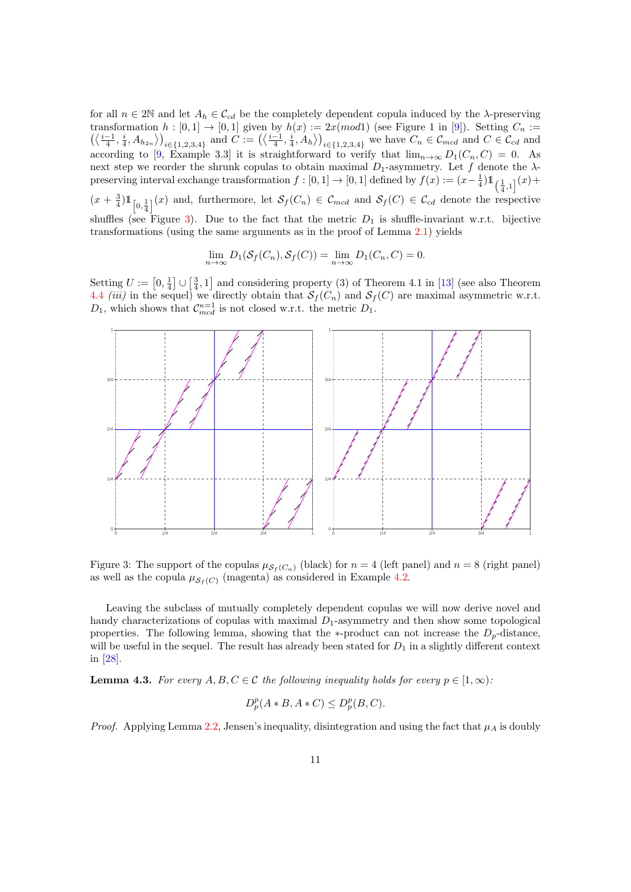for all $n \in 2\mathbb{N}$ and let $A_h \in \mathcal{C}_{cd}$ be the completely dependent copula induced by the $\lambda$-preserving transformation $h : [0,1] \to [0,1]$ given by $h(x) := 2x(mod 1)$ (see Figure 1 in [9]). Setting $C_n := \left(\left\langle \frac{i-1}{4}, \frac{i}{4}, A_{h_{2n}} \right\rangle\right)_{i\in\{1,2,3,4\}}$ and $C := \left(\left\langle \frac{i-1}{4}, \frac{i}{4}, A_h \right\rangle\right)_{i\in\{1,2,3,4\}}$ we have $C_n \in \mathcal{C}_{mcd}$ and $C \in \mathcal{C}_{cd}$ and according to [9, Example 3.3] it is straightforward to verify that $\lim_{n\to\infty} D_1(C_n, C) = 0$. As next step we reorder the shrunk copulas to obtain maximal $D_1$-asymmetry. Let $f$ denote the $\lambda$-preserving interval exchange transformation $f : [0,1] \to [0,1]$ defined by $f(x) := (x - \frac{1}{4})\mathbb{1}_{\left(\frac{1}{4},1\right]}(x) + (x + \frac{3}{4})\mathbb{1}_{\left[0,\frac{1}{4}\right]}(x)$ and, furthermore, let $\mathcal{S}_f(C_n) \in \mathcal{C}_{mcd}$ and $\mathcal{S}_f(C) \in \mathcal{C}_{cd}$ denote the respective shuffles (see Figure 3). Due to the fact that the metric $D_1$ is shuffle-invariant w.r.t. bijective transformations (using the same arguments as in the proof of Lemma 2.1) yields

$$\lim_{n\to\infty} D_1(\mathcal{S}_f(C_n), \mathcal{S}_f(C)) = \lim_{n\to\infty} D_1(C_n, C) = 0.$$

Setting $U := \left[0, \frac{1}{4}\right] \cup \left[\frac{3}{4}, 1\right]$ and considering property (3) of Theorem 4.1 in [13] (see also Theorem 4.4 *(iii)* in the sequel) we directly obtain that $\mathcal{S}_f(C_n)$ and $\mathcal{S}_f(C)$ are maximal asymmetric w.r.t. $D_1$, which shows that $\mathcal{C}_{mcd}^{\kappa=1}$ is not closed w.r.t. the metric $D_1$.

Figure 3: The support of the copulas $\mu_{\mathcal{S}_f(C_n)}$ (black) for $n = 4$ (left panel) and $n = 8$ (right panel) as well as the copula $\mu_{\mathcal{S}_f(C)}$ (magenta) as considered in Example 4.2.

Leaving the subclass of mutually completely dependent copulas we will now derive novel and handy characterizations of copulas with maximal $D_1$-asymmetry and then show some topological properties. The following lemma, showing that the $*$-product can not increase the $D_p$-distance, will be useful in the sequel. The result has already been stated for $D_1$ in a slightly different context in [28].

**Lemma 4.3.** *For every $A, B, C \in \mathcal{C}$ the following inequality holds for every $p \in [1, \infty)$:*

$$D_p^p(A * B, A * C) \le D_p^p(B, C).$$

*Proof.* Applying Lemma 2.2, Jensen's inequality, disintegration and using the fact that $\mu_A$ is doubly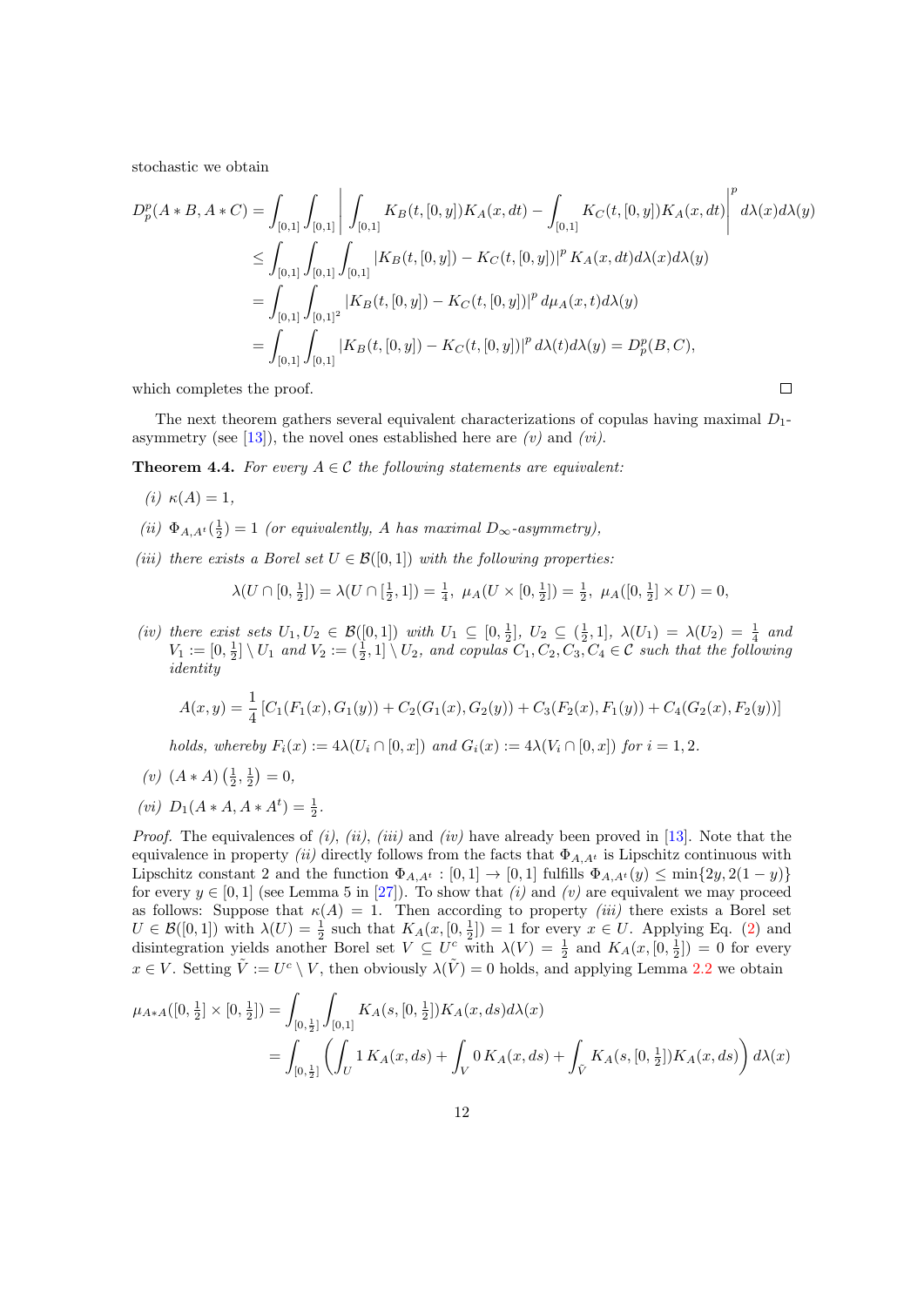stochastic we obtain

$$
\begin{aligned}
D_p^p(A * B, A * C) &= \int_{[0,1]} \int_{[0,1]} \left| \int_{[0,1]} K_B(t,[0,y]) K_A(x,dt) - \int_{[0,1]} K_C(t,[0,y]) K_A(x,dt) \right|^p d\lambda(x) d\lambda(y) \\
&\leq \int_{[0,1]} \int_{[0,1]} \int_{[0,1]} |K_B(t,[0,y]) - K_C(t,[0,y])|^p K_A(x,dt) d\lambda(x) d\lambda(y) \\
&= \int_{[0,1]} \int_{[0,1]^2} |K_B(t,[0,y]) - K_C(t,[0,y])|^p d\mu_A(x,t) d\lambda(y) \\
&= \int_{[0,1]} \int_{[0,1]} |K_B(t,[0,y]) - K_C(t,[0,y])|^p d\lambda(t) d\lambda(y) = D_p^p(B,C),
\end{aligned}
$$

which completes the proof. □

The next theorem gathers several equivalent characterizations of copulas having maximal $D_1$-asymmetry (see [13]), the novel ones established here are *(v)* and *(vi)*.

**Theorem 4.4.** *For every $A \in \mathcal{C}$ the following statements are equivalent:*

*(i)* $\kappa(A) = 1$,

*(ii)* $\Phi_{A,A^t}(\frac{1}{2}) = 1$ *(or equivalently, $A$ has maximal $D_\infty$-asymmetry),*

*(iii) there exists a Borel set $U \in \mathcal{B}([0,1])$ with the following properties:*

$$
\lambda(U \cap [0, \tfrac{1}{2}]) = \lambda(U \cap [\tfrac{1}{2}, 1]) = \tfrac{1}{4},\ \mu_A(U \times [0, \tfrac{1}{2}]) = \tfrac{1}{2},\ \mu_A([0, \tfrac{1}{2}] \times U) = 0,
$$

*(iv) there exist sets $U_1, U_2 \in \mathcal{B}([0,1])$ with $U_1 \subseteq [0, \frac{1}{2}]$, $U_2 \subseteq (\frac{1}{2}, 1]$, $\lambda(U_1) = \lambda(U_2) = \frac{1}{4}$ and $V_1 := [0, \frac{1}{2}] \setminus U_1$ and $V_2 := (\frac{1}{2}, 1] \setminus U_2$, and copulas $C_1, C_2, C_3, C_4 \in \mathcal{C}$ such that the following identity*

$$
A(x,y) = \frac{1}{4} \left[ C_1(F_1(x), G_1(y)) + C_2(G_1(x), G_2(y)) + C_3(F_2(x), F_1(y)) + C_4(G_2(x), F_2(y)) \right]
$$

*holds, whereby $F_i(x) := 4\lambda(U_i \cap [0,x])$ and $G_i(x) := 4\lambda(V_i \cap [0,x])$ for $i = 1, 2$.*

*(v)* $(A * A)\left(\frac{1}{2}, \frac{1}{2}\right) = 0$,

*(vi)* $D_1(A * A, A * A^t) = \frac{1}{2}$.

*Proof.* The equivalences of *(i)*, *(ii)*, *(iii)* and *(iv)* have already been proved in [13]. Note that the equivalence in property *(ii)* directly follows from the facts that $\Phi_{A,A^t}$ is Lipschitz continuous with Lipschitz constant 2 and the function $\Phi_{A,A^t} : [0,1] \to [0,1]$ fulfills $\Phi_{A,A^t}(y) \leq \min\{2y, 2(1-y)\}$ for every $y \in [0,1]$ (see Lemma 5 in [27]). To show that *(i)* and *(v)* are equivalent we may proceed as follows: Suppose that $\kappa(A) = 1$. Then according to property *(iii)* there exists a Borel set $U \in \mathcal{B}([0,1])$ with $\lambda(U) = \frac{1}{2}$ such that $K_A(x, [0, \frac{1}{2}]) = 1$ for every $x \in U$. Applying Eq. (2) and disintegration yields another Borel set $V \subseteq U^c$ with $\lambda(V) = \frac{1}{2}$ and $K_A(x, [0, \frac{1}{2}]) = 0$ for every $x \in V$. Setting $\tilde{V} := U^c \setminus V$, then obviously $\lambda(\tilde{V}) = 0$ holds, and applying Lemma 2.2 we obtain

$$
\begin{aligned}
\mu_{A*A}([0, \tfrac{1}{2}] \times [0, \tfrac{1}{2}]) &= \int_{[0, \frac{1}{2}]} \int_{[0,1]} K_A(s, [0, \tfrac{1}{2}]) K_A(x, ds) d\lambda(x) \\
&= \int_{[0, \frac{1}{2}]} \left( \int_U 1\, K_A(x, ds) + \int_V 0\, K_A(x, ds) + \int_{\tilde{V}} K_A(s, [0, \tfrac{1}{2}]) K_A(x, ds) \right) d\lambda(x)
\end{aligned}
$$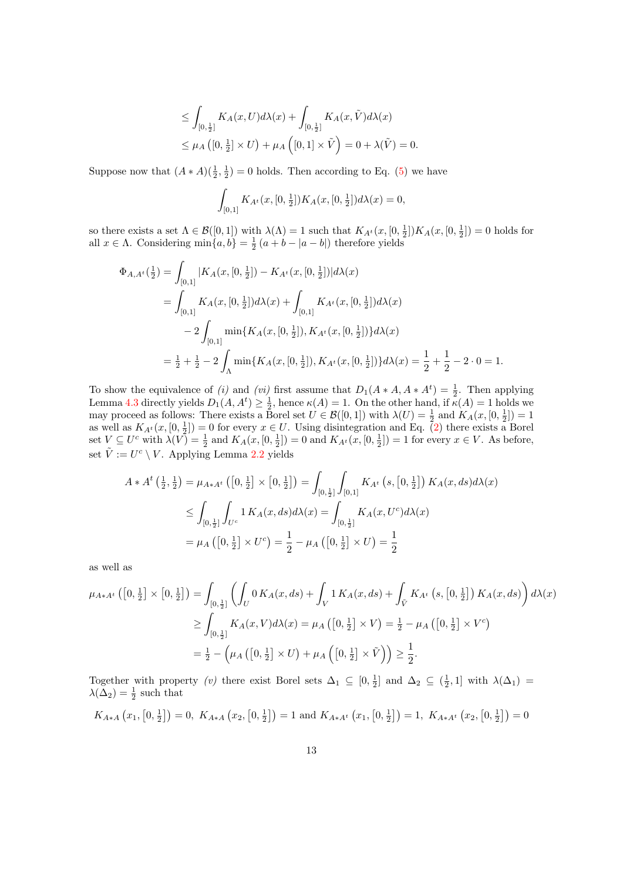$$
\begin{aligned}
&\leq \int_{[0,\frac{1}{2}]} K_A(x, U) d\lambda(x) + \int_{[0,\frac{1}{2}]} K_A(x, \tilde{V}) d\lambda(x) \\
&\leq \mu_A\left([0, \tfrac{1}{2}] \times U\right) + \mu_A\left([0,1] \times \tilde{V}\right) = 0 + \lambda(\tilde{V}) = 0.
\end{aligned}
$$

Suppose now that $(A * A)(\frac{1}{2}, \frac{1}{2}) = 0$ holds. Then according to Eq. (5) we have

$$
\int_{[0,1]} K_{A^t}(x, [0, \tfrac{1}{2}]) K_A(x, [0, \tfrac{1}{2}]) d\lambda(x) = 0,
$$

so there exists a set $\Lambda \in \mathcal{B}([0,1])$ with $\lambda(\Lambda) = 1$ such that $K_{A^t}(x, [0, \frac{1}{2}]) K_A(x, [0, \frac{1}{2}]) = 0$ holds for all $x \in \Lambda$. Considering $\min\{a, b\} = \frac{1}{2}(a + b - |a - b|)$ therefore yields

$$
\begin{aligned}
\Phi_{A,A^t}(\tfrac{1}{2}) &= \int_{[0,1]} |K_A(x, [0, \tfrac{1}{2}]) - K_{A^t}(x, [0, \tfrac{1}{2}])| d\lambda(x) \\
&= \int_{[0,1]} K_A(x, [0, \tfrac{1}{2}]) d\lambda(x) + \int_{[0,1]} K_{A^t}(x, [0, \tfrac{1}{2}]) d\lambda(x) \\
&\quad - 2 \int_{[0,1]} \min\{K_A(x, [0, \tfrac{1}{2}]), K_{A^t}(x, [0, \tfrac{1}{2}])\} d\lambda(x) \\
&= \tfrac{1}{2} + \tfrac{1}{2} - 2 \int_{\Lambda} \min\{K_A(x, [0, \tfrac{1}{2}]), K_{A^t}(x, [0, \tfrac{1}{2}])\} d\lambda(x) = \frac{1}{2} + \frac{1}{2} - 2 \cdot 0 = 1.
\end{aligned}
$$

To show the equivalence of *(i)* and *(vi)* first assume that $D_1(A * A, A * A^t) = \frac{1}{2}$. Then applying Lemma 4.3 directly yields $D_1(A, A^t) \geq \frac{1}{2}$, hence $\kappa(A) = 1$. On the other hand, if $\kappa(A) = 1$ holds we may proceed as follows: There exists a Borel set $U \in \mathcal{B}([0,1])$ with $\lambda(U) = \frac{1}{2}$ and $K_A(x, [0, \frac{1}{2}]) = 1$ as well as $K_{A^t}(x, [0, \frac{1}{2}]) = 0$ for every $x \in U$. Using disintegration and Eq. (2) there exists a Borel set $V \subseteq U^c$ with $\lambda(V) = \frac{1}{2}$ and $K_A(x, [0, \frac{1}{2}]) = 0$ and $K_{A^t}(x, [0, \frac{1}{2}]) = 1$ for every $x \in V$. As before, set $\tilde{V} := U^c \setminus V$. Applying Lemma 2.2 yields

$$
\begin{aligned}
A * A^t\left(\tfrac{1}{2}, \tfrac{1}{2}\right) &= \mu_{A*A^t}\left(\left[0, \tfrac{1}{2}\right] \times \left[0, \tfrac{1}{2}\right]\right) = \int_{[0,\frac{1}{2}]} \int_{[0,1]} K_{A^t}\left(s, \left[0, \tfrac{1}{2}\right]\right) K_A(x, ds) d\lambda(x) \\
&\leq \int_{[0,\frac{1}{2}]} \int_{U^c} 1\, K_A(x, ds) d\lambda(x) = \int_{[0,\frac{1}{2}]} K_A(x, U^c) d\lambda(x) \\
&= \mu_A\left(\left[0, \tfrac{1}{2}\right] \times U^c\right) = \frac{1}{2} - \mu_A\left(\left[0, \tfrac{1}{2}\right] \times U\right) = \frac{1}{2}
\end{aligned}
$$

as well as

$$
\begin{aligned}
\mu_{A*A^t}\left(\left[0, \tfrac{1}{2}\right] \times \left[0, \tfrac{1}{2}\right]\right) &= \int_{[0,\frac{1}{2}]} \left( \int_U 0\, K_A(x, ds) + \int_V 1\, K_A(x, ds) + \int_{\tilde{V}} K_{A^t}\left(s, \left[0, \tfrac{1}{2}\right]\right) K_A(x, ds) \right) d\lambda(x) \\
&\geq \int_{[0,\frac{1}{2}]} K_A(x, V) d\lambda(x) = \mu_A\left(\left[0, \tfrac{1}{2}\right] \times V\right) = \tfrac{1}{2} - \mu_A\left(\left[0, \tfrac{1}{2}\right] \times V^c\right) \\
&= \tfrac{1}{2} - \left( \mu_A\left(\left[0, \tfrac{1}{2}\right] \times U\right) + \mu_A\left(\left[0, \tfrac{1}{2}\right] \times \tilde{V}\right) \right) \geq \frac{1}{2}.
\end{aligned}
$$

Together with property *(v)* there exist Borel sets $\Delta_1 \subseteq [0, \frac{1}{2}]$ and $\Delta_2 \subseteq (\frac{1}{2}, 1]$ with $\lambda(\Delta_1) = \lambda(\Delta_2) = \frac{1}{2}$ such that

$$
K_{A*A}\left(x_1, \left[0, \tfrac{1}{2}\right]\right) = 0,\ K_{A*A}\left(x_2, \left[0, \tfrac{1}{2}\right]\right) = 1 \text{ and } K_{A*A^t}\left(x_1, \left[0, \tfrac{1}{2}\right]\right) = 1,\ K_{A*A^t}\left(x_2, \left[0, \tfrac{1}{2}\right]\right) = 0
$$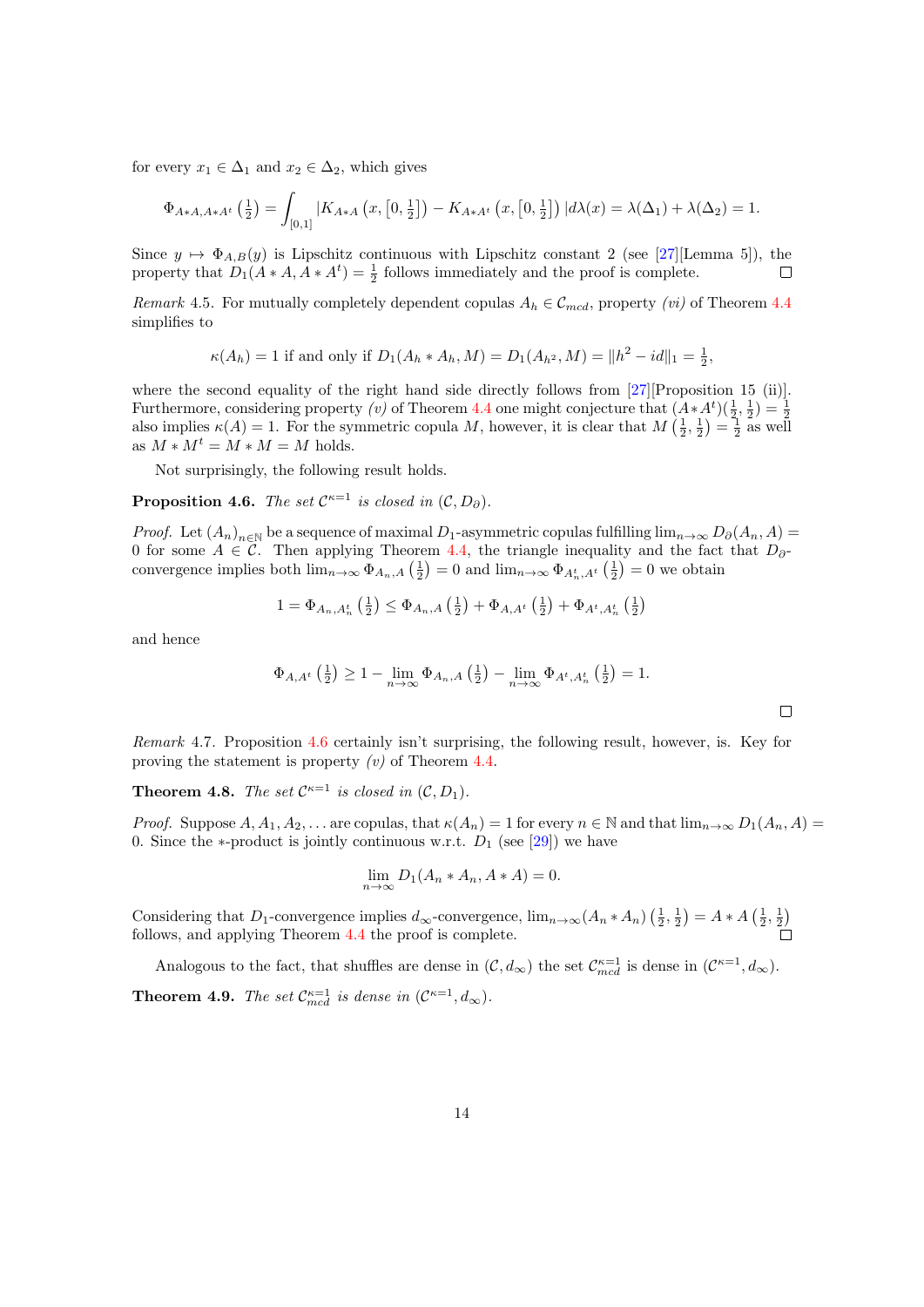for every $x_1 \in \Delta_1$ and $x_2 \in \Delta_2$, which gives

$$\Phi_{A*A,A*A^t}\left(\tfrac{1}{2}\right) = \int_{[0,1]} \left|K_{A*A}\left(x,\left[0,\tfrac{1}{2}\right]\right) - K_{A*A^t}\left(x,\left[0,\tfrac{1}{2}\right]\right)\right| d\lambda(x) = \lambda(\Delta_1) + \lambda(\Delta_2) = 1.$$

Since $y \mapsto \Phi_{A,B}(y)$ is Lipschitz continuous with Lipschitz constant 2 (see [27][Lemma 5]), the property that $D_1(A*A, A*A^t) = \frac{1}{2}$ follows immediately and the proof is complete. □

*Remark* 4.5. For mutually completely dependent copulas $A_h \in \mathcal{C}_{mcd}$, property *(vi)* of Theorem 4.4 simplifies to

$$\kappa(A_h) = 1 \text{ if and only if } D_1(A_h * A_h, M) = D_1(A_{h^2}, M) = \|h^2 - id\|_1 = \tfrac{1}{2},$$

where the second equality of the right hand side directly follows from [27][Proposition 15 (ii)]. Furthermore, considering property *(v)* of Theorem 4.4 one might conjecture that $(A*A^t)(\frac{1}{2},\frac{1}{2}) = \frac{1}{2}$ also implies $\kappa(A) = 1$. For the symmetric copula $M$, however, it is clear that $M\left(\frac{1}{2},\frac{1}{2}\right) = \frac{1}{2}$ as well as $M * M^t = M * M = M$ holds.

Not surprisingly, the following result holds.

**Proposition 4.6.** *The set $\mathcal{C}^{\kappa=1}$ is closed in $(\mathcal{C}, D_\partial)$.*

*Proof.* Let $(A_n)_{n\in\mathbb{N}}$ be a sequence of maximal $D_1$-asymmetric copulas fulfilling $\lim_{n\to\infty} D_\partial(A_n, A) = 0$ for some $A \in \mathcal{C}$. Then applying Theorem 4.4, the triangle inequality and the fact that $D_\partial$-convergence implies both $\lim_{n\to\infty} \Phi_{A_n,A}\left(\frac{1}{2}\right) = 0$ and $\lim_{n\to\infty} \Phi_{A_n^t,A^t}\left(\frac{1}{2}\right) = 0$ we obtain

$$1 = \Phi_{A_n,A_n^t}\left(\tfrac{1}{2}\right) \leq \Phi_{A_n,A}\left(\tfrac{1}{2}\right) + \Phi_{A,A^t}\left(\tfrac{1}{2}\right) + \Phi_{A^t,A_n^t}\left(\tfrac{1}{2}\right)$$

and hence

$$\Phi_{A,A^t}\left(\tfrac{1}{2}\right) \geq 1 - \lim_{n\to\infty} \Phi_{A_n,A}\left(\tfrac{1}{2}\right) - \lim_{n\to\infty} \Phi_{A^t,A_n^t}\left(\tfrac{1}{2}\right) = 1.$$

□

*Remark* 4.7. Proposition 4.6 certainly isn't surprising, the following result, however, is. Key for proving the statement is property *(v)* of Theorem 4.4.

**Theorem 4.8.** *The set $\mathcal{C}^{\kappa=1}$ is closed in $(\mathcal{C}, D_1)$.*

*Proof.* Suppose $A, A_1, A_2, \ldots$ are copulas, that $\kappa(A_n) = 1$ for every $n \in \mathbb{N}$ and that $\lim_{n\to\infty} D_1(A_n, A) = 0$. Since the $*$-product is jointly continuous w.r.t. $D_1$ (see [29]) we have

$$\lim_{n\to\infty} D_1(A_n * A_n, A * A) = 0.$$

Considering that $D_1$-convergence implies $d_\infty$-convergence, $\lim_{n\to\infty}(A_n * A_n)\left(\frac{1}{2},\frac{1}{2}\right) = A * A\left(\frac{1}{2},\frac{1}{2}\right)$ follows, and applying Theorem 4.4 the proof is complete. □

Analogous to the fact, that shuffles are dense in $(\mathcal{C}, d_\infty)$ the set $\mathcal{C}_{mcd}^{\kappa=1}$ is dense in $(\mathcal{C}^{\kappa=1}, d_\infty)$.

**Theorem 4.9.** *The set $\mathcal{C}_{mcd}^{\kappa=1}$ is dense in $(\mathcal{C}^{\kappa=1}, d_\infty)$.*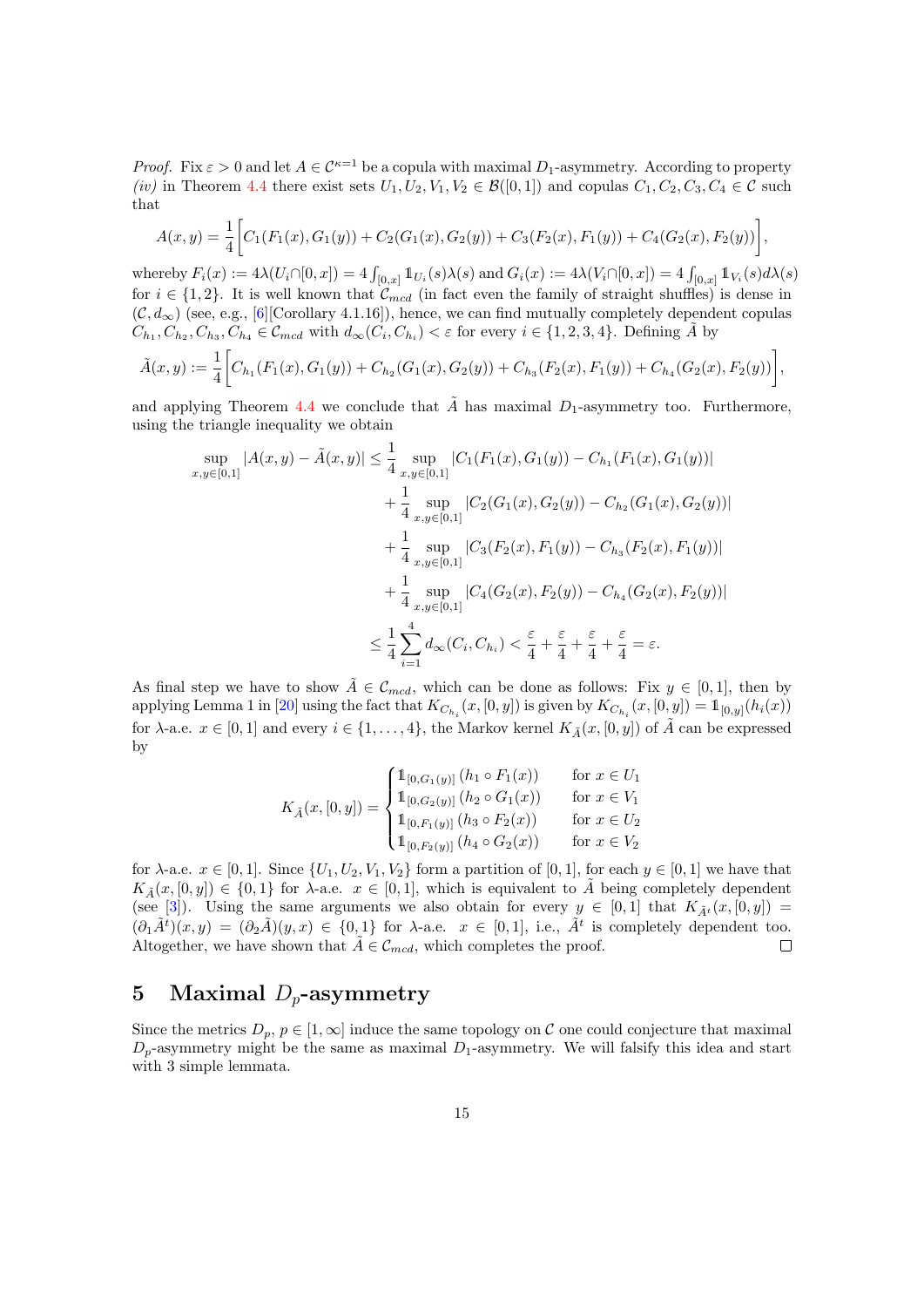*Proof.* Fix $\varepsilon > 0$ and let $A \in \mathcal{C}^{\kappa=1}$ be a copula with maximal $D_1$-asymmetry. According to property *(iv)* in Theorem 4.4 there exist sets $U_1, U_2, V_1, V_2 \in \mathcal{B}([0,1])$ and copulas $C_1, C_2, C_3, C_4 \in \mathcal{C}$ such that

$$A(x,y) = \frac{1}{4}\bigg[C_1(F_1(x), G_1(y)) + C_2(G_1(x), G_2(y)) + C_3(F_2(x), F_1(y)) + C_4(G_2(x), F_2(y))\bigg],$$

whereby $F_i(x) := 4\lambda(U_i \cap [0,x]) = 4\int_{[0,x]} \mathbb{1}_{U_i}(s)\lambda(s)$ and $G_i(x) := 4\lambda(V_i \cap [0,x]) = 4\int_{[0,x]} \mathbb{1}_{V_i}(s)d\lambda(s)$ for $i \in \{1,2\}$. It is well known that $\mathcal{C}_{mcd}$ (in fact even the family of straight shuffles) is dense in $(\mathcal{C}, d_\infty)$ (see, e.g., [6][Corollary 4.1.16]), hence, we can find mutually completely dependent copulas $C_{h_1}, C_{h_2}, C_{h_3}, C_{h_4} \in \mathcal{C}_{mcd}$ with $d_\infty(C_i, C_{h_i}) < \varepsilon$ for every $i \in \{1,2,3,4\}$. Defining $\tilde{A}$ by

$$\tilde{A}(x,y) := \frac{1}{4}\bigg[C_{h_1}(F_1(x), G_1(y)) + C_{h_2}(G_1(x), G_2(y)) + C_{h_3}(F_2(x), F_1(y)) + C_{h_4}(G_2(x), F_2(y))\bigg],$$

and applying Theorem 4.4 we conclude that $\tilde{A}$ has maximal $D_1$-asymmetry too. Furthermore, using the triangle inequality we obtain

$$\begin{aligned}
\sup_{x,y\in[0,1]} |A(x,y) - \tilde{A}(x,y)| &\leq \frac{1}{4}\sup_{x,y\in[0,1]} |C_1(F_1(x), G_1(y)) - C_{h_1}(F_1(x), G_1(y))| \\
&\quad + \frac{1}{4}\sup_{x,y\in[0,1]} |C_2(G_1(x), G_2(y)) - C_{h_2}(G_1(x), G_2(y))| \\
&\quad + \frac{1}{4}\sup_{x,y\in[0,1]} |C_3(F_2(x), F_1(y)) - C_{h_3}(F_2(x), F_1(y))| \\
&\quad + \frac{1}{4}\sup_{x,y\in[0,1]} |C_4(G_2(x), F_2(y)) - C_{h_4}(G_2(x), F_2(y))| \\
&\leq \frac{1}{4}\sum_{i=1}^{4} d_\infty(C_i, C_{h_i}) < \frac{\varepsilon}{4} + \frac{\varepsilon}{4} + \frac{\varepsilon}{4} + \frac{\varepsilon}{4} = \varepsilon.
\end{aligned}$$

As final step we have to show $\tilde{A} \in \mathcal{C}_{mcd}$, which can be done as follows: Fix $y \in [0,1]$, then by applying Lemma 1 in [20] using the fact that $K_{C_{h_i}}(x, [0,y])$ is given by $K_{C_{h_i}}(x, [0,y]) = \mathbb{1}_{[0,y]}(h_i(x))$ for $\lambda$-a.e. $x \in [0,1]$ and every $i \in \{1, \dots, 4\}$, the Markov kernel $K_{\tilde{A}}(x, [0,y])$ of $\tilde{A}$ can be expressed by

$$K_{\tilde{A}}(x,[0,y]) = \begin{cases} \mathbb{1}_{[0,G_1(y)]}(h_1 \circ F_1(x)) & \text{for } x \in U_1 \\ \mathbb{1}_{[0,G_2(y)]}(h_2 \circ G_1(x)) & \text{for } x \in V_1 \\ \mathbb{1}_{[0,F_1(y)]}(h_3 \circ F_2(x)) & \text{for } x \in U_2 \\ \mathbb{1}_{[0,F_2(y)]}(h_4 \circ G_2(x)) & \text{for } x \in V_2 \end{cases}$$

for $\lambda$-a.e. $x \in [0,1]$. Since $\{U_1, U_2, V_1, V_2\}$ form a partition of $[0,1]$, for each $y \in [0,1]$ we have that $K_{\tilde{A}}(x, [0,y]) \in \{0,1\}$ for $\lambda$-a.e. $x \in [0,1]$, which is equivalent to $\tilde{A}$ being completely dependent (see [3]). Using the same arguments we also obtain for every $y \in [0,1]$ that $K_{\tilde{A}^t}(x,[0,y]) = (\partial_1 \tilde{A}^t)(x,y) = (\partial_2 \tilde{A})(y,x) \in \{0,1\}$ for $\lambda$-a.e. $x \in [0,1]$, i.e., $\tilde{A}^t$ is completely dependent too. Altogether, we have shown that $\tilde{A} \in \mathcal{C}_{mcd}$, which completes the proof. ☐

## 5 Maximal $D_p$-asymmetry

Since the metrics $D_p$, $p \in [1,\infty]$ induce the same topology on $\mathcal{C}$ one could conjecture that maximal $D_p$-asymmetry might be the same as maximal $D_1$-asymmetry. We will falsify this idea and start with 3 simple lemmata.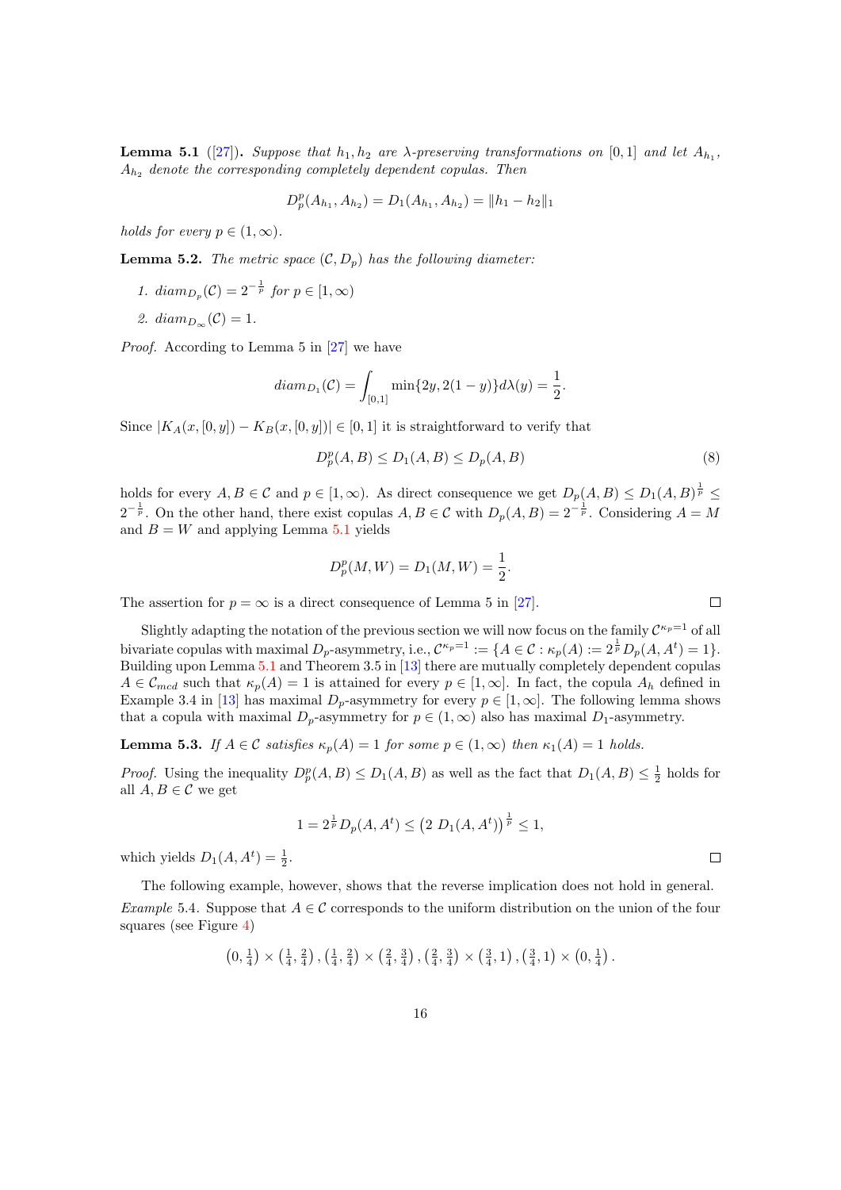**Lemma 5.1** ([27]). *Suppose that $h_1, h_2$ are $\lambda$-preserving transformations on $[0,1]$ and let $A_{h_1}$, $A_{h_2}$ denote the corresponding completely dependent copulas. Then*

$$D_p^p(A_{h_1}, A_{h_2}) = D_1(A_{h_1}, A_{h_2}) = \|h_1 - h_2\|_1$$

*holds for every $p \in (1, \infty)$.*

**Lemma 5.2.** *The metric space $(\mathcal{C}, D_p)$ has the following diameter:*

1. *$diam_{D_p}(\mathcal{C}) = 2^{-\frac{1}{p}}$ for $p \in [1, \infty)$*
2. *$diam_{D_\infty}(\mathcal{C}) = 1$.*

*Proof.* According to Lemma 5 in [27] we have

$$diam_{D_1}(\mathcal{C}) = \int_{[0,1]} \min\{2y, 2(1-y)\} d\lambda(y) = \frac{1}{2}.$$

Since $|K_A(x,[0,y]) - K_B(x,[0,y])| \in [0,1]$ it is straightforward to verify that

$$D_p^p(A, B) \le D_1(A, B) \le D_p(A, B) \tag{8}$$

holds for every $A, B \in \mathcal{C}$ and $p \in [1, \infty)$. As direct consequence we get $D_p(A, B) \le D_1(A, B)^{\frac{1}{p}} \le 2^{-\frac{1}{p}}$. On the other hand, there exist copulas $A, B \in \mathcal{C}$ with $D_p(A, B) = 2^{-\frac{1}{p}}$. Considering $A = M$ and $B = W$ and applying Lemma 5.1 yields

$$D_p^p(M, W) = D_1(M, W) = \frac{1}{2}.$$

The assertion for $p = \infty$ is a direct consequence of Lemma 5 in [27]. $\square$

Slightly adapting the notation of the previous section we will now focus on the family $\mathcal{C}^{\kappa_p = 1}$ of all bivariate copulas with maximal $D_p$-asymmetry, i.e., $\mathcal{C}^{\kappa_p=1} := \{A \in \mathcal{C} : \kappa_p(A) := 2^{\frac{1}{p}} D_p(A, A^t) = 1\}$. Building upon Lemma 5.1 and Theorem 3.5 in [13] there are mutually completely dependent copulas $A \in \mathcal{C}_{mcd}$ such that $\kappa_p(A) = 1$ is attained for every $p \in [1, \infty]$. In fact, the copula $A_h$ defined in Example 3.4 in [13] has maximal $D_p$-asymmetry for every $p \in [1, \infty]$. The following lemma shows that a copula with maximal $D_p$-asymmetry for $p \in (1, \infty)$ also has maximal $D_1$-asymmetry.

**Lemma 5.3.** *If $A \in \mathcal{C}$ satisfies $\kappa_p(A) = 1$ for some $p \in (1, \infty)$ then $\kappa_1(A) = 1$ holds.*

*Proof.* Using the inequality $D_p^p(A, B) \le D_1(A, B)$ as well as the fact that $D_1(A, B) \le \frac{1}{2}$ holds for all $A, B \in \mathcal{C}$ we get

$$1 = 2^{\frac{1}{p}} D_p(A, A^t) \le \left(2\, D_1(A, A^t)\right)^{\frac{1}{p}} \le 1,$$

which yields $D_1(A, A^t) = \frac{1}{2}$. $\square$

The following example, however, shows that the reverse implication does not hold in general.

*Example* 5.4. Suppose that $A \in \mathcal{C}$ corresponds to the uniform distribution on the union of the four squares (see Figure 4)

$$\left(0, \tfrac{1}{4}\right) \times \left(\tfrac{1}{4}, \tfrac{2}{4}\right), \left(\tfrac{1}{4}, \tfrac{2}{4}\right) \times \left(\tfrac{2}{4}, \tfrac{3}{4}\right), \left(\tfrac{2}{4}, \tfrac{3}{4}\right) \times \left(\tfrac{3}{4}, 1\right), \left(\tfrac{3}{4}, 1\right) \times \left(0, \tfrac{1}{4}\right).$$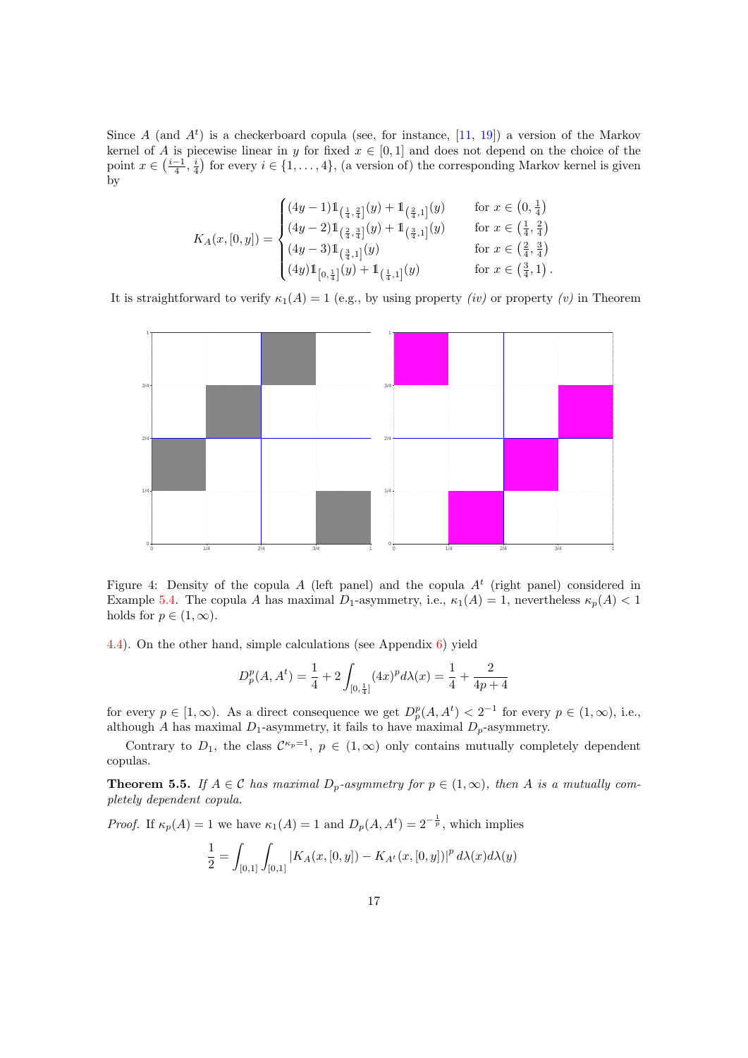Since $A$ (and $A^t$) is a checkerboard copula (see, for instance, [11, 19]) a version of the Markov kernel of $A$ is piecewise linear in $y$ for fixed $x \in [0,1]$ and does not depend on the choice of the point $x \in \left(\frac{i-1}{4}, \frac{i}{4}\right)$ for every $i \in \{1, \ldots, 4\}$, (a version of) the corresponding Markov kernel is given by

$$K_A(x,[0,y]) = \begin{cases} (4y-1)\mathbb{1}_{\left(\frac{1}{4},\frac{2}{4}\right]}(y) + \mathbb{1}_{\left(\frac{2}{4},1\right]}(y) & \text{for } x \in \left(0,\frac{1}{4}\right) \\ (4y-2)\mathbb{1}_{\left(\frac{2}{4},\frac{3}{4}\right]}(y) + \mathbb{1}_{\left(\frac{3}{4},1\right]}(y) & \text{for } x \in \left(\frac{1}{4},\frac{2}{4}\right) \\ (4y-3)\mathbb{1}_{\left(\frac{3}{4},1\right]}(y) & \text{for } x \in \left(\frac{2}{4},\frac{3}{4}\right) \\ (4y)\mathbb{1}_{\left[0,\frac{1}{4}\right]}(y) + \mathbb{1}_{\left(\frac{1}{4},1\right]}(y) & \text{for } x \in \left(\frac{3}{4},1\right). \end{cases}$$

It is straightforward to verify $\kappa_1(A) = 1$ (e.g., by using property *(iv)* or property *(v)* in Theorem 4.4). On the other hand, simple calculations (see Appendix 6) yield

Figure 4: Density of the copula $A$ (left panel) and the copula $A^t$ (right panel) considered in Example 5.4. The copula $A$ has maximal $D_1$-asymmetry, i.e., $\kappa_1(A) = 1$, nevertheless $\kappa_p(A) < 1$ holds for $p \in (1,\infty)$.

$$D_p^p(A, A^t) = \frac{1}{4} + 2\int_{[0,\frac{1}{4}]} (4x)^p \, d\lambda(x) = \frac{1}{4} + \frac{2}{4p+4}$$

for every $p \in [1,\infty)$. As a direct consequence we get $D_p^p(A,A^t) < 2^{-1}$ for every $p \in (1,\infty)$, i.e., although $A$ has maximal $D_1$-asymmetry, it fails to have maximal $D_p$-asymmetry.

Contrary to $D_1$, the class $\mathcal{C}^{\kappa_p=1}$, $p \in (1,\infty)$ only contains mutually completely dependent copulas.

**Theorem 5.5.** *If $A \in \mathcal{C}$ has maximal $D_p$-asymmetry for $p \in (1,\infty)$, then $A$ is a mutually completely dependent copula.*

*Proof.* If $\kappa_p(A) = 1$ we have $\kappa_1(A) = 1$ and $D_p(A, A^t) = 2^{-\frac{1}{p}}$, which implies

$$\frac{1}{2} = \int_{[0,1]} \int_{[0,1]} |K_A(x,[0,y]) - K_{A^t}(x,[0,y])|^p \, d\lambda(x) d\lambda(y)$$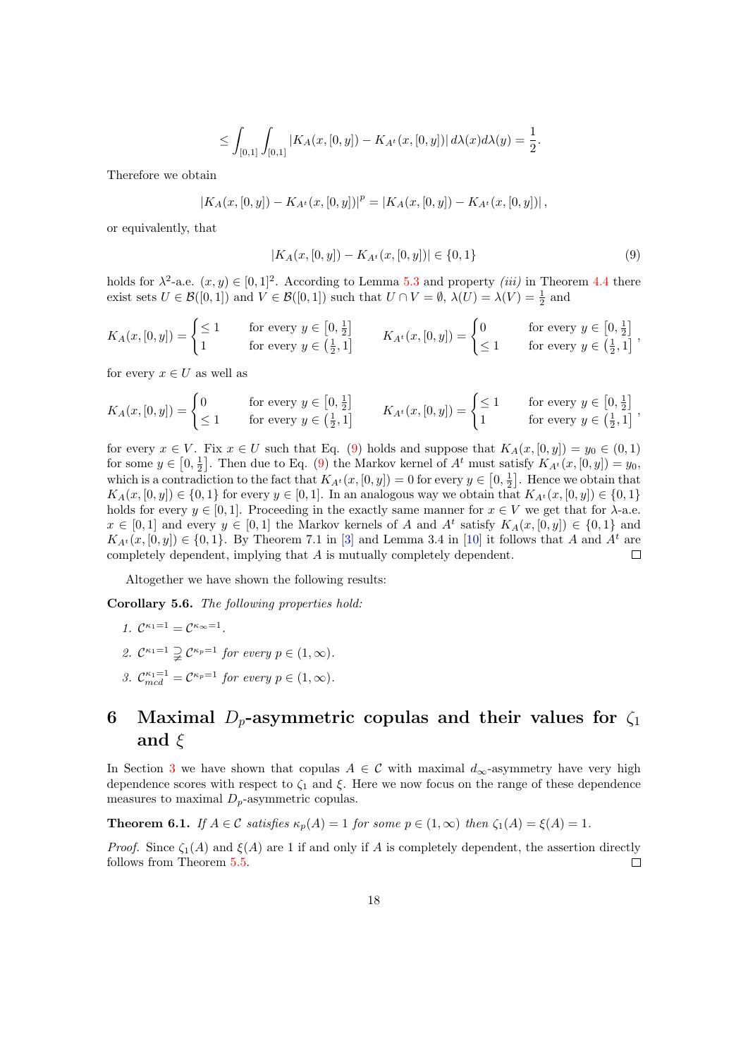$$\leq \int_{[0,1]} \int_{[0,1]} |K_A(x,[0,y]) - K_{A^t}(x,[0,y])| \, d\lambda(x) d\lambda(y) = \frac{1}{2}.$$

Therefore we obtain

$$|K_A(x,[0,y]) - K_{A^t}(x,[0,y])|^p = |K_A(x,[0,y]) - K_{A^t}(x,[0,y])| \,,$$

or equivalently, that

$$|K_A(x,[0,y]) - K_{A^t}(x,[0,y])| \in \{0,1\} \tag{9}$$

holds for $\lambda^2$-a.e. $(x,y) \in [0,1]^2$. According to Lemma 5.3 and property *(iii)* in Theorem 4.4 there exist sets $U \in \mathcal{B}([0,1])$ and $V \in \mathcal{B}([0,1])$ such that $U \cap V = \emptyset$, $\lambda(U) = \lambda(V) = \frac{1}{2}$ and

$$K_A(x,[0,y]) = \begin{cases} \leq 1 & \text{for every } y \in \left[0, \frac{1}{2}\right] \\ 1 & \text{for every } y \in \left(\frac{1}{2}, 1\right] \end{cases} \qquad K_{A^t}(x,[0,y]) = \begin{cases} 0 & \text{for every } y \in \left[0, \frac{1}{2}\right] \\ \leq 1 & \text{for every } y \in \left(\frac{1}{2}, 1\right] \end{cases},$$

for every $x \in U$ as well as

$$K_A(x,[0,y]) = \begin{cases} 0 & \text{for every } y \in \left[0, \frac{1}{2}\right] \\ \leq 1 & \text{for every } y \in \left(\frac{1}{2}, 1\right] \end{cases} \qquad K_{A^t}(x,[0,y]) = \begin{cases} \leq 1 & \text{for every } y \in \left[0, \frac{1}{2}\right] \\ 1 & \text{for every } y \in \left(\frac{1}{2}, 1\right] \end{cases},$$

for every $x \in V$. Fix $x \in U$ such that Eq. (9) holds and suppose that $K_A(x,[0,y]) = y_0 \in (0,1)$ for some $y \in \left[0, \frac{1}{2}\right]$. Then due to Eq. (9) the Markov kernel of $A^t$ must satisfy $K_{A^t}(x,[0,y]) = y_0$, which is a contradiction to the fact that $K_{A^t}(x,[0,y]) = 0$ for every $y \in \left[0, \frac{1}{2}\right]$. Hence we obtain that $K_A(x,[0,y]) \in \{0,1\}$ for every $y \in [0,1]$. In an analogous way we obtain that $K_{A^t}(x,[0,y]) \in \{0,1\}$ holds for every $y \in [0,1]$. Proceeding in the exactly same manner for $x \in V$ we get that for $\lambda$-a.e. $x \in [0,1]$ and every $y \in [0,1]$ the Markov kernels of $A$ and $A^t$ satisfy $K_A(x,[0,y]) \in \{0,1\}$ and $K_{A^t}(x,[0,y]) \in \{0,1\}$. By Theorem 7.1 in [3] and Lemma 3.4 in [10] it follows that $A$ and $A^t$ are completely dependent, implying that $A$ is mutually completely dependent. □

Altogether we have shown the following results:

**Corollary 5.6.** *The following properties hold:*

1. $\mathcal{C}^{\kappa_1 = 1} = \mathcal{C}^{\kappa_\infty = 1}$.
2. $\mathcal{C}^{\kappa_1 = 1} \supsetneq \mathcal{C}^{\kappa_p = 1}$ *for every* $p \in (1, \infty)$.
3. $\mathcal{C}^{\kappa_1 = 1}_{mcd} = \mathcal{C}^{\kappa_p = 1}$ *for every* $p \in (1, \infty)$.

# 6 Maximal $D_p$-asymmetric copulas and their values for $\zeta_1$ and $\xi$

In Section 3 we have shown that copulas $A \in \mathcal{C}$ with maximal $d_\infty$-asymmetry have very high dependence scores with respect to $\zeta_1$ and $\xi$. Here we now focus on the range of these dependence measures to maximal $D_p$-asymmetric copulas.

**Theorem 6.1.** *If $A \in \mathcal{C}$ satisfies $\kappa_p(A) = 1$ for some $p \in (1, \infty)$ then $\zeta_1(A) = \xi(A) = 1$.*

*Proof.* Since $\zeta_1(A)$ and $\xi(A)$ are 1 if and only if $A$ is completely dependent, the assertion directly follows from Theorem 5.5. □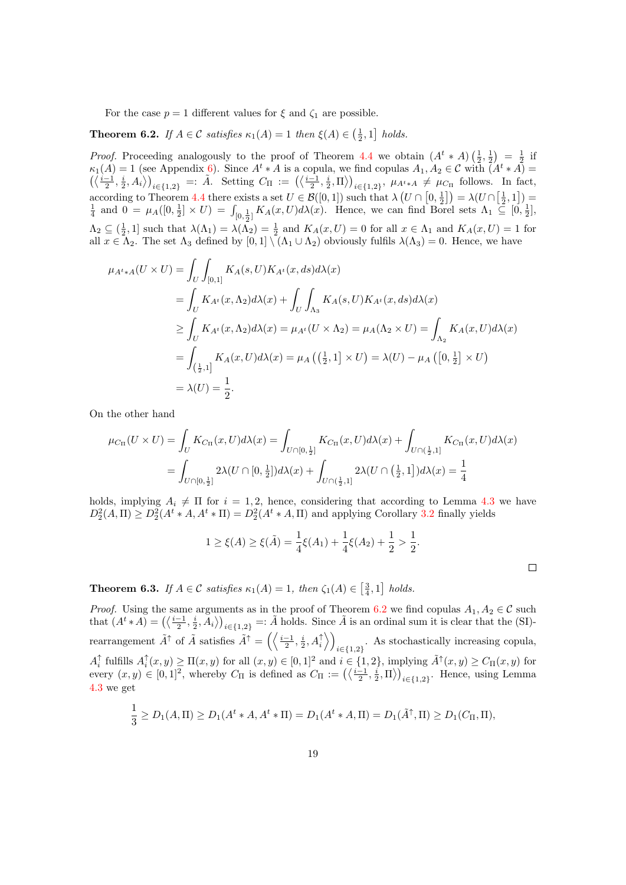For the case $p = 1$ different values for $\xi$ and $\zeta_1$ are possible.

**Theorem 6.2.** *If $A \in \mathcal{C}$ satisfies $\kappa_1(A) = 1$ then $\xi(A) \in \left(\frac{1}{2}, 1\right]$ holds.*

*Proof.* Proceeding analogously to the proof of Theorem 4.4 we obtain $(A^t * A)\left(\frac{1}{2}, \frac{1}{2}\right) = \frac{1}{2}$ if $\kappa_1(A) = 1$ (see Appendix 6). Since $A^t * A$ is a copula, we find copulas $A_1, A_2 \in \mathcal{C}$ with $(A^t * A) = \left(\left\langle \frac{i-1}{2}, \frac{i}{2}, A_i \right\rangle\right)_{i \in \{1,2\}} =: \tilde{A}$. Setting $C_\Pi := \left(\left\langle \frac{i-1}{2}, \frac{i}{2}, \Pi \right\rangle\right)_{i \in \{1,2\}}$, $\mu_{A^t * A} \neq \mu_{C_\Pi}$ follows. In fact, according to Theorem 4.4 there exists a set $U \in \mathcal{B}([0,1])$ such that $\lambda\left(U \cap \left[0, \frac{1}{2}\right]\right) = \lambda(U \cap \left[\frac{1}{2}, 1\right]) = \frac{1}{4}$ and $0 = \mu_A([0, \frac{1}{2}] \times U) = \int_{[0,\frac{1}{2}]} K_A(x, U) d\lambda(x)$. Hence, we can find Borel sets $\Lambda_1 \subseteq [0, \frac{1}{2}]$, $\Lambda_2 \subseteq (\frac{1}{2}, 1]$ such that $\lambda(\Lambda_1) = \lambda(\Lambda_2) = \frac{1}{2}$ and $K_A(x, U) = 0$ for all $x \in \Lambda_1$ and $K_A(x, U) = 1$ for all $x \in \Lambda_2$. The set $\Lambda_3$ defined by $[0,1] \setminus (\Lambda_1 \cup \Lambda_2)$ obviously fulfils $\lambda(\Lambda_3) = 0$. Hence, we have

$$
\begin{aligned}
\mu_{A^t * A}(U \times U) &= \int_U \int_{[0,1]} K_A(s, U) K_{A^t}(x, ds) d\lambda(x) \\
&= \int_U K_{A^t}(x, \Lambda_2) d\lambda(x) + \int_U \int_{\Lambda_3} K_A(s, U) K_{A^t}(x, ds) d\lambda(x) \\
&\geq \int_U K_{A^t}(x, \Lambda_2) d\lambda(x) = \mu_{A^t}(U \times \Lambda_2) = \mu_A(\Lambda_2 \times U) = \int_{\Lambda_2} K_A(x, U) d\lambda(x) \\
&= \int_{\left(\frac{1}{2}, 1\right]} K_A(x, U) d\lambda(x) = \mu_A\left(\left(\tfrac{1}{2}, 1\right] \times U\right) = \lambda(U) - \mu_A\left(\left[0, \tfrac{1}{2}\right] \times U\right) \\
&= \lambda(U) = \frac{1}{2}.
\end{aligned}
$$

On the other hand

$$
\begin{aligned}
\mu_{C_\Pi}(U \times U) &= \int_U K_{C_\Pi}(x, U) d\lambda(x) = \int_{U \cap [0, \frac{1}{2}]} K_{C_\Pi}(x, U) d\lambda(x) + \int_{U \cap (\frac{1}{2}, 1]} K_{C_\Pi}(x, U) d\lambda(x) \\
&= \int_{U \cap [0, \frac{1}{2}]} 2\lambda(U \cap [0, \tfrac{1}{2}]) d\lambda(x) + \int_{U \cap (\frac{1}{2}, 1]} 2\lambda(U \cap \left(\tfrac{1}{2}, 1\right]) d\lambda(x) = \frac{1}{4}
\end{aligned}
$$

holds, implying $A_i \neq \Pi$ for $i = 1, 2$, hence, considering that according to Lemma 4.3 we have $D_2^2(A, \Pi) \geq D_2^2(A^t * A, A^t * \Pi) = D_2^2(A^t * A, \Pi)$ and applying Corollary 3.2 finally yields

$$
1 \geq \xi(A) \geq \xi(\tilde{A}) = \frac{1}{4}\xi(A_1) + \frac{1}{4}\xi(A_2) + \frac{1}{2} > \frac{1}{2}.
$$

$\square$

**Theorem 6.3.** *If $A \in \mathcal{C}$ satisfies $\kappa_1(A) = 1$, then $\zeta_1(A) \in \left[\frac{3}{4}, 1\right]$ holds.*

*Proof.* Using the same arguments as in the proof of Theorem 6.2 we find copulas $A_1, A_2 \in \mathcal{C}$ such that $(A^t * A) = \left(\left\langle \frac{i-1}{2}, \frac{i}{2}, A_i \right\rangle\right)_{i \in \{1,2\}} =: \tilde{A}$ holds. Since $\tilde{A}$ is an ordinal sum it is clear that the (SI)-rearrangement $\tilde{A}^\uparrow$ of $\tilde{A}$ satisfies $\tilde{A}^\uparrow = \left(\left\langle \frac{i-1}{2}, \frac{i}{2}, A_i^\uparrow \right\rangle\right)_{i \in \{1,2\}}$. As stochastically increasing copula, $A_i^\uparrow$ fulfills $A_i^\uparrow(x, y) \geq \Pi(x, y)$ for all $(x, y) \in [0,1]^2$ and $i \in \{1, 2\}$, implying $\tilde{A}^\uparrow(x, y) \geq C_\Pi(x, y)$ for every $(x, y) \in [0,1]^2$, whereby $C_\Pi$ is defined as $C_\Pi := \left(\left\langle \frac{i-1}{2}, \frac{i}{2}, \Pi \right\rangle\right)_{i \in \{1,2\}}$. Hence, using Lemma 4.3 we get

$$
\frac{1}{3} \geq D_1(A, \Pi) \geq D_1(A^t * A, A^t * \Pi) = D_1(A^t * A, \Pi) = D_1(\tilde{A}^\uparrow, \Pi) \geq D_1(C_\Pi, \Pi),
$$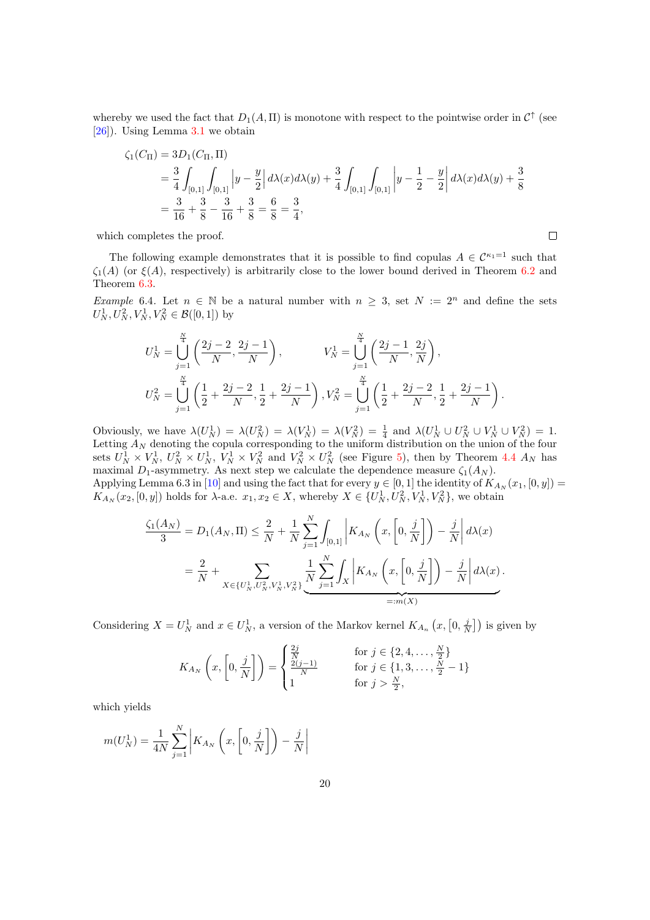whereby we used the fact that $D_1(A,\Pi)$ is monotone with respect to the pointwise order in $\mathcal{C}^{\uparrow}$ (see [26]). Using Lemma 3.1 we obtain

$$\begin{aligned}
\zeta_1(C_\Pi) &= 3D_1(C_\Pi,\Pi) \\
&= \frac{3}{4}\int_{[0,1]}\int_{[0,1]}\left|y-\frac{y}{2}\right| d\lambda(x)d\lambda(y) + \frac{3}{4}\int_{[0,1]}\int_{[0,1]}\left|y-\frac{1}{2}-\frac{y}{2}\right| d\lambda(x)d\lambda(y) + \frac{3}{8} \\
&= \frac{3}{16}+\frac{3}{8}-\frac{3}{16}+\frac{3}{8} = \frac{6}{8} = \frac{3}{4},
\end{aligned}$$

which completes the proof. □

The following example demonstrates that it is possible to find copulas $A \in \mathcal{C}^{\kappa_1=1}$ such that $\zeta_1(A)$ (or $\xi(A)$, respectively) is arbitrarily close to the lower bound derived in Theorem 6.2 and Theorem 6.3.

*Example* 6.4. Let $n \in \mathbb{N}$ be a natural number with $n \geq 3$, set $N := 2^n$ and define the sets $U_N^1, U_N^2, V_N^1, V_N^2 \in \mathcal{B}([0,1])$ by

$$\begin{aligned}
U_N^1 &= \bigcup_{j=1}^{\frac{N}{4}}\left(\frac{2j-2}{N},\frac{2j-1}{N}\right), & V_N^1 &= \bigcup_{j=1}^{\frac{N}{4}}\left(\frac{2j-1}{N},\frac{2j}{N}\right), \\
U_N^2 &= \bigcup_{j=1}^{\frac{N}{4}}\left(\frac{1}{2}+\frac{2j-2}{N},\frac{1}{2}+\frac{2j-1}{N}\right), & V_N^2 &= \bigcup_{j=1}^{\frac{N}{4}}\left(\frac{1}{2}+\frac{2j-2}{N},\frac{1}{2}+\frac{2j-1}{N}\right).
\end{aligned}$$

Obviously, we have $\lambda(U_N^1)=\lambda(U_N^2)=\lambda(V_N^1)=\lambda(V_N^2)=\frac{1}{4}$ and $\lambda(U_N^1\cup U_N^2\cup V_N^1\cup V_N^2)=1$. Letting $A_N$ denoting the copula corresponding to the uniform distribution on the union of the four sets $U_N^1\times V_N^1$, $U_N^2\times U_N^1$, $V_N^1\times V_N^2$ and $V_N^2\times U_N^2$ (see Figure 5), then by Theorem 4.4 $A_N$ has maximal $D_1$-asymmetry. As next step we calculate the dependence measure $\zeta_1(A_N)$.
Applying Lemma 6.3 in [10] and using the fact that for every $y\in[0,1]$ the identity of $K_{A_N}(x_1,[0,y]) = K_{A_N}(x_2,[0,y])$ holds for $\lambda$-a.e. $x_1,x_2\in X$, whereby $X\in\{U_N^1,U_N^2,V_N^1,V_N^2\}$, we obtain

$$\begin{aligned}
\frac{\zeta_1(A_N)}{3} = D_1(A_N,\Pi) &\leq \frac{2}{N} + \frac{1}{N}\sum_{j=1}^{N}\int_{[0,1]}\left|K_{A_N}\left(x,\left[0,\frac{j}{N}\right]\right)-\frac{j}{N}\right| d\lambda(x) \\
&= \frac{2}{N} + \sum_{X\in\{U_N^1,U_N^2,V_N^1,V_N^2\}} \underbrace{\frac{1}{N}\sum_{j=1}^{N}\int_X\left|K_{A_N}\left(x,\left[0,\frac{j}{N}\right]\right)-\frac{j}{N}\right| d\lambda(x)}_{=:m(X)}.
\end{aligned}$$

Considering $X=U_N^1$ and $x\in U_N^1$, a version of the Markov kernel $K_{A_n}\left(x,\left[0,\frac{j}{N}\right]\right)$ is given by

$$K_{A_N}\left(x,\left[0,\frac{j}{N}\right]\right) = \begin{cases} \frac{2j}{N} & \text{for } j\in\{2,4,\ldots,\frac{N}{2}\} \\ \frac{2(j-1)}{N} & \text{for } j\in\{1,3,\ldots,\frac{N}{2}-1\} \\ 1 & \text{for } j>\frac{N}{2}, \end{cases}$$

which yields

$$m(U_N^1) = \frac{1}{4N}\sum_{j=1}^{N}\left|K_{A_N}\left(x,\left[0,\frac{j}{N}\right]\right)-\frac{j}{N}\right|$$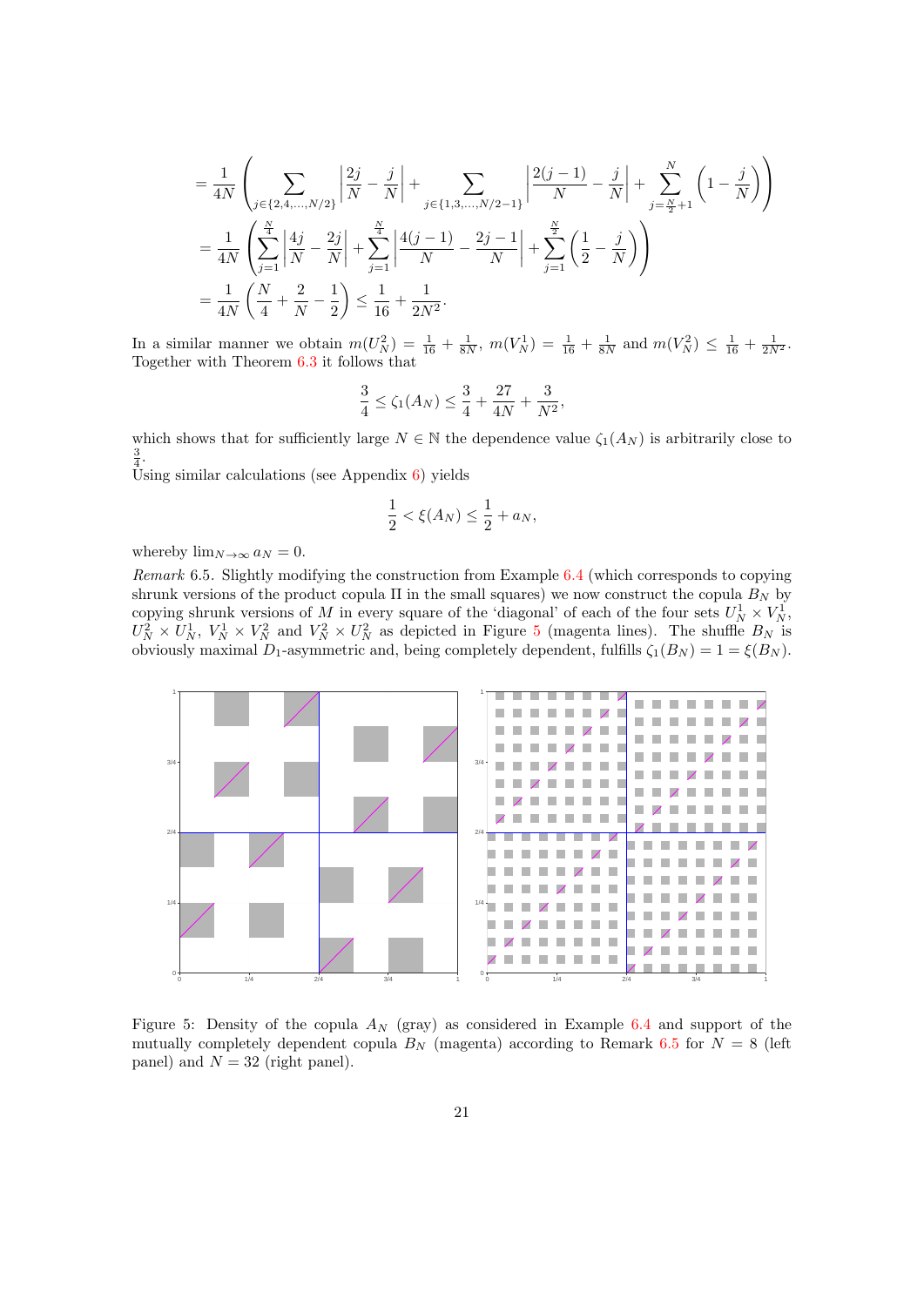$$
\begin{aligned}
&= \frac{1}{4N}\left(\sum_{j\in\{2,4,\ldots,N/2\}}\left|\frac{2j}{N}-\frac{j}{N}\right| + \sum_{j\in\{1,3,\ldots,N/2-1\}}\left|\frac{2(j-1)}{N}-\frac{j}{N}\right| + \sum_{j=\frac{N}{2}+1}^{N}\left(1-\frac{j}{N}\right)\right) \\
&= \frac{1}{4N}\left(\sum_{j=1}^{\frac{N}{4}}\left|\frac{4j}{N}-\frac{2j}{N}\right| + \sum_{j=1}^{\frac{N}{4}}\left|\frac{4(j-1)}{N}-\frac{2j-1}{N}\right| + \sum_{j=1}^{\frac{N}{2}}\left(\frac{1}{2}-\frac{j}{N}\right)\right) \\
&= \frac{1}{4N}\left(\frac{N}{4}+\frac{2}{N}-\frac{1}{2}\right) \leq \frac{1}{16}+\frac{1}{2N^2}.
\end{aligned}
$$

In a similar manner we obtain $m(U_N^2) = \frac{1}{16} + \frac{1}{8N}$, $m(V_N^1) = \frac{1}{16} + \frac{1}{8N}$ and $m(V_N^2) \leq \frac{1}{16} + \frac{1}{2N^2}$. Together with Theorem 6.3 it follows that

$$
\frac{3}{4} \leq \zeta_1(A_N) \leq \frac{3}{4} + \frac{27}{4N} + \frac{3}{N^2},
$$

which shows that for sufficiently large $N \in \mathbb{N}$ the dependence value $\zeta_1(A_N)$ is arbitrarily close to $\frac{3}{4}$.

Using similar calculations (see Appendix 6) yields

$$
\frac{1}{2} < \xi(A_N) \leq \frac{1}{2} + a_N,
$$

whereby $\lim_{N\to\infty} a_N = 0$.

*Remark* 6.5. Slightly modifying the construction from Example 6.4 (which corresponds to copying shrunk versions of the product copula $\Pi$ in the small squares) we now construct the copula $B_N$ by copying shrunk versions of $M$ in every square of the 'diagonal' of each of the four sets $U_N^1 \times V_N^1$, $U_N^2 \times U_N^1$, $V_N^1 \times V_N^2$ and $V_N^2 \times U_N^2$ as depicted in Figure 5 (magenta lines). The shuffle $B_N$ is obviously maximal $D_1$-asymmetric and, being completely dependent, fulfills $\zeta_1(B_N) = 1 = \xi(B_N)$.

Figure 5: Density of the copula $A_N$ (gray) as considered in Example 6.4 and support of the mutually completely dependent copula $B_N$ (magenta) according to Remark 6.5 for $N = 8$ (left panel) and $N = 32$ (right panel).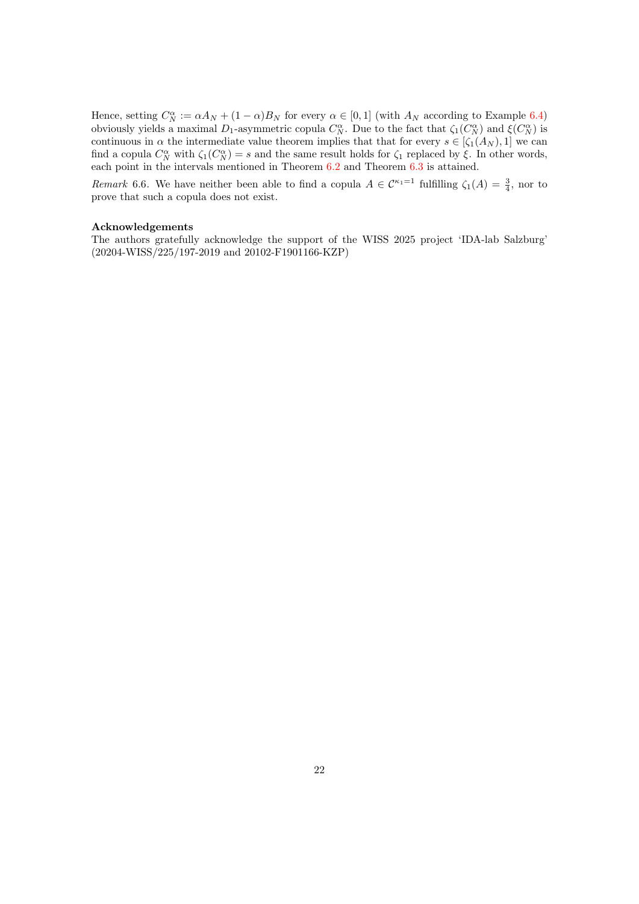Hence, setting $C_N^\alpha := \alpha A_N + (1-\alpha)B_N$ for every $\alpha \in [0,1]$ (with $A_N$ according to Example 6.4) obviously yields a maximal $D_1$-asymmetric copula $C_N^\alpha$. Due to the fact that $\zeta_1(C_N^\alpha)$ and $\xi(C_N^\alpha)$ is continuous in $\alpha$ the intermediate value theorem implies that that for every $s \in [\zeta_1(A_N), 1]$ we can find a copula $C_N^\alpha$ with $\zeta_1(C_N^\alpha) = s$ and the same result holds for $\zeta_1$ replaced by $\xi$. In other words, each point in the intervals mentioned in Theorem 6.2 and Theorem 6.3 is attained.

*Remark* 6.6. We have neither been able to find a copula $A \in \mathcal{C}^{\kappa_1 = 1}$ fulfilling $\zeta_1(A) = \frac{3}{4}$, nor to prove that such a copula does not exist.

**Acknowledgements**

The authors gratefully acknowledge the support of the WISS 2025 project 'IDA-lab Salzburg' (20204-WISS/225/197-2019 and 20102-F1901166-KZP)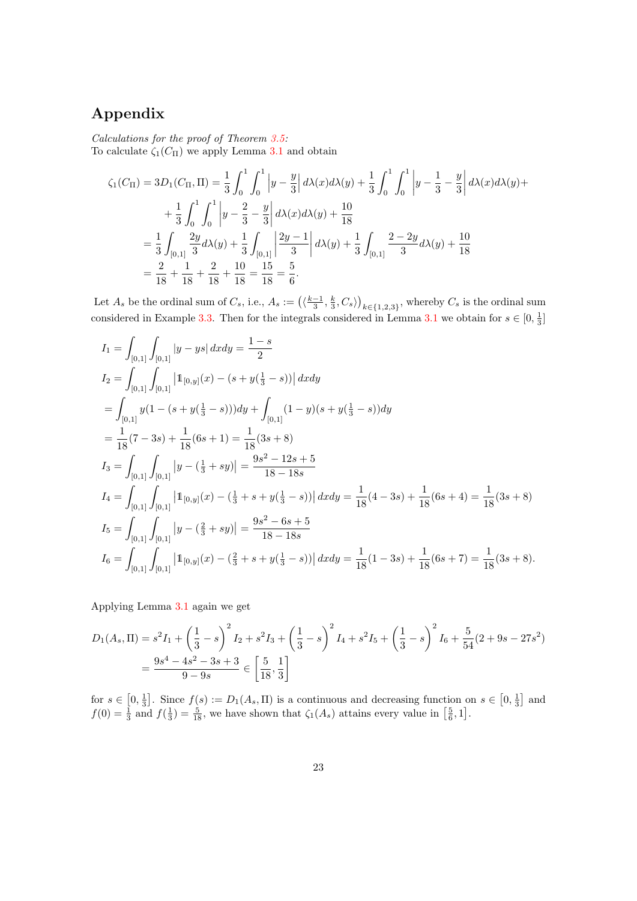## Appendix

*Calculations for the proof of Theorem 3.5:*
To calculate $\zeta_1(C_\Pi)$ we apply Lemma 3.1 and obtain

$$
\begin{aligned}
\zeta_1(C_\Pi) = 3D_1(C_\Pi, \Pi) &= \frac{1}{3}\int_0^1\int_0^1 \left|y - \frac{y}{3}\right| d\lambda(x)d\lambda(y) + \frac{1}{3}\int_0^1\int_0^1 \left|y - \frac{1}{3} - \frac{y}{3}\right| d\lambda(x)d\lambda(y) + \\
&\quad + \frac{1}{3}\int_0^1\int_0^1 \left|y - \frac{2}{3} - \frac{y}{3}\right| d\lambda(x)d\lambda(y) + \frac{10}{18} \\
&= \frac{1}{3}\int_{[0,1]} \frac{2y}{3} d\lambda(y) + \frac{1}{3}\int_{[0,1]} \left|\frac{2y-1}{3}\right| d\lambda(y) + \frac{1}{3}\int_{[0,1]} \frac{2-2y}{3} d\lambda(y) + \frac{10}{18} \\
&= \frac{2}{18} + \frac{1}{18} + \frac{2}{18} + \frac{10}{18} = \frac{15}{18} = \frac{5}{6}.
\end{aligned}
$$

Let $A_s$ be the ordinal sum of $C_s$, i.e., $A_s := \left(\langle \frac{k-1}{3}, \frac{k}{3}, C_s \rangle\right)_{k\in\{1,2,3\}}$, whereby $C_s$ is the ordinal sum considered in Example 3.3. Then for the integrals considered in Lemma 3.1 we obtain for $s \in [0, \frac{1}{3}]$

$$
\begin{aligned}
I_1 &= \int_{[0,1]}\int_{[0,1]} |y - ys|\, dxdy = \frac{1-s}{2} \\
I_2 &= \int_{[0,1]}\int_{[0,1]} \left|\mathbb{1}_{[0,y]}(x) - (s + y(\tfrac{1}{3} - s))\right| dxdy \\
&= \int_{[0,1]} y(1 - (s + y(\tfrac{1}{3} - s)))dy + \int_{[0,1]} (1-y)(s + y(\tfrac{1}{3} - s))dy \\
&= \frac{1}{18}(7 - 3s) + \frac{1}{18}(6s + 1) = \frac{1}{18}(3s + 8) \\
I_3 &= \int_{[0,1]}\int_{[0,1]} \left|y - (\tfrac{1}{3} + sy)\right| = \frac{9s^2 - 12s + 5}{18 - 18s} \\
I_4 &= \int_{[0,1]}\int_{[0,1]} \left|\mathbb{1}_{[0,y]}(x) - (\tfrac{1}{3} + s + y(\tfrac{1}{3} - s))\right| dxdy = \frac{1}{18}(4 - 3s) + \frac{1}{18}(6s + 4) = \frac{1}{18}(3s + 8) \\
I_5 &= \int_{[0,1]}\int_{[0,1]} \left|y - (\tfrac{2}{3} + sy)\right| = \frac{9s^2 - 6s + 5}{18 - 18s} \\
I_6 &= \int_{[0,1]}\int_{[0,1]} \left|\mathbb{1}_{[0,y]}(x) - (\tfrac{2}{3} + s + y(\tfrac{1}{3} - s))\right| dxdy = \frac{1}{18}(1 - 3s) + \frac{1}{18}(6s + 7) = \frac{1}{18}(3s + 8).
\end{aligned}
$$

Applying Lemma 3.1 again we get

$$
\begin{aligned}
D_1(A_s, \Pi) &= s^2 I_1 + \left(\frac{1}{3} - s\right)^2 I_2 + s^2 I_3 + \left(\frac{1}{3} - s\right)^2 I_4 + s^2 I_5 + \left(\frac{1}{3} - s\right)^2 I_6 + \frac{5}{54}(2 + 9s - 27s^2) \\
&= \frac{9s^4 - 4s^2 - 3s + 3}{9 - 9s} \in \left[\frac{5}{18}, \frac{1}{3}\right]
\end{aligned}
$$

for $s \in \left[0, \frac{1}{3}\right]$. Since $f(s) := D_1(A_s, \Pi)$ is a continuous and decreasing function on $s \in \left[0, \frac{1}{3}\right]$ and $f(0) = \frac{1}{3}$ and $f(\frac{1}{3}) = \frac{5}{18}$, we have shown that $\zeta_1(A_s)$ attains every value in $\left[\frac{5}{6}, 1\right]$.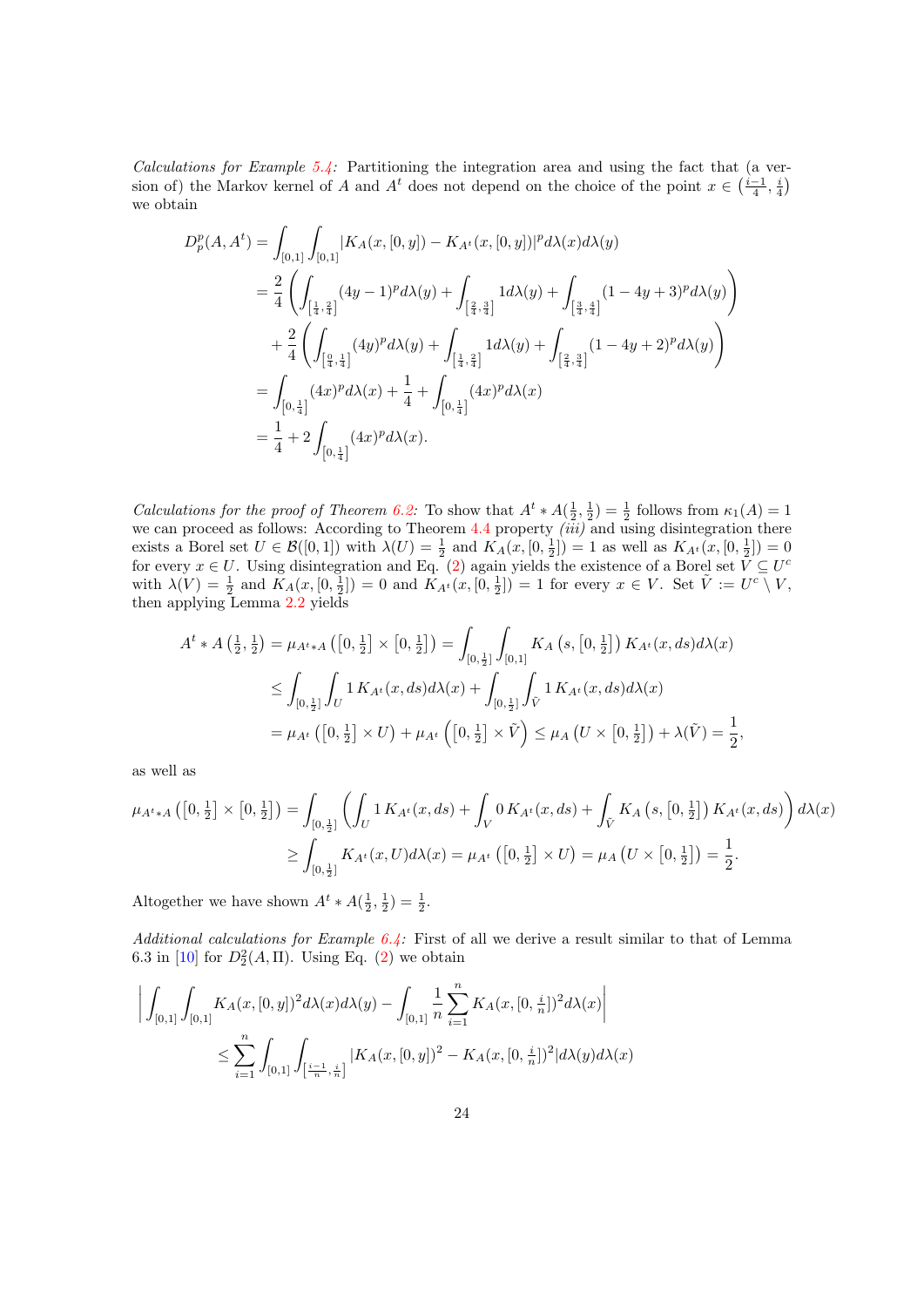*Calculations for Example 5.4:* Partitioning the integration area and using the fact that (a version of) the Markov kernel of $A$ and $A^t$ does not depend on the choice of the point $x \in \left(\frac{i-1}{4}, \frac{i}{4}\right)$ we obtain

$$
\begin{aligned}
D_p^p(A, A^t) &= \int_{[0,1]} \int_{[0,1]} |K_A(x,[0,y]) - K_{A^t}(x,[0,y])|^p d\lambda(x) d\lambda(y) \\
&= \frac{2}{4} \left( \int_{\left[\frac{1}{4},\frac{2}{4}\right]} (4y-1)^p d\lambda(y) + \int_{\left[\frac{2}{4},\frac{3}{4}\right]} 1 d\lambda(y) + \int_{\left[\frac{3}{4},\frac{4}{4}\right]} (1-4y+3)^p d\lambda(y) \right) \\
&\quad + \frac{2}{4} \left( \int_{\left[\frac{0}{4},\frac{1}{4}\right]} (4y)^p d\lambda(y) + \int_{\left[\frac{1}{4},\frac{2}{4}\right]} 1 d\lambda(y) + \int_{\left[\frac{2}{4},\frac{3}{4}\right]} (1-4y+2)^p d\lambda(y) \right) \\
&= \int_{\left[0,\frac{1}{4}\right]} (4x)^p d\lambda(x) + \frac{1}{4} + \int_{\left[0,\frac{1}{4}\right]} (4x)^p d\lambda(x) \\
&= \frac{1}{4} + 2 \int_{\left[0,\frac{1}{4}\right]} (4x)^p d\lambda(x).
\end{aligned}
$$

*Calculations for the proof of Theorem 6.2:* To show that $A^t * A(\frac{1}{2}, \frac{1}{2}) = \frac{1}{2}$ follows from $\kappa_1(A) = 1$ we can proceed as follows: According to Theorem 4.4 property *(iii)* and using disintegration there exists a Borel set $U \in \mathcal{B}([0,1])$ with $\lambda(U) = \frac{1}{2}$ and $K_A(x, [0, \frac{1}{2}]) = 1$ as well as $K_{A^t}(x, [0, \frac{1}{2}]) = 0$ for every $x \in U$. Using disintegration and Eq. (2) again yields the existence of a Borel set $V \subseteq U^c$ with $\lambda(V) = \frac{1}{2}$ and $K_A(x, [0, \frac{1}{2}]) = 0$ and $K_{A^t}(x, [0, \frac{1}{2}]) = 1$ for every $x \in V$. Set $\tilde{V} := U^c \setminus V$, then applying Lemma 2.2 yields

$$
\begin{aligned}
A^t * A\left(\tfrac{1}{2}, \tfrac{1}{2}\right) &= \mu_{A^t * A}\left(\left[0, \tfrac{1}{2}\right] \times \left[0, \tfrac{1}{2}\right]\right) = \int_{\left[0,\frac{1}{2}\right]} \int_{[0,1]} K_A\left(s, \left[0, \tfrac{1}{2}\right]\right) K_{A^t}(x, ds) d\lambda(x) \\
&\leq \int_{\left[0,\frac{1}{2}\right]} \int_U 1 \, K_{A^t}(x, ds) d\lambda(x) + \int_{\left[0,\frac{1}{2}\right]} \int_{\tilde{V}} 1 \, K_{A^t}(x, ds) d\lambda(x) \\
&= \mu_{A^t}\left(\left[0, \tfrac{1}{2}\right] \times U\right) + \mu_{A^t}\left(\left[0, \tfrac{1}{2}\right] \times \tilde{V}\right) \leq \mu_A\left(U \times \left[0, \tfrac{1}{2}\right]\right) + \lambda(\tilde{V}) = \frac{1}{2},
\end{aligned}
$$

as well as

$$
\begin{aligned}
\mu_{A^t * A}\left(\left[0, \tfrac{1}{2}\right] \times \left[0, \tfrac{1}{2}\right]\right) &= \int_{\left[0,\frac{1}{2}\right]} \left( \int_U 1 \, K_{A^t}(x, ds) + \int_V 0 \, K_{A^t}(x, ds) + \int_{\tilde{V}} K_A\left(s, \left[0, \tfrac{1}{2}\right]\right) K_{A^t}(x, ds) \right) d\lambda(x) \\
&\geq \int_{\left[0,\frac{1}{2}\right]} K_{A^t}(x, U) d\lambda(x) = \mu_{A^t}\left(\left[0, \tfrac{1}{2}\right] \times U\right) = \mu_A\left(U \times \left[0, \tfrac{1}{2}\right]\right) = \frac{1}{2}.
\end{aligned}
$$

Altogether we have shown $A^t * A(\frac{1}{2}, \frac{1}{2}) = \frac{1}{2}$.

*Additional calculations for Example 6.4:* First of all we derive a result similar to that of Lemma 6.3 in [10] for $D_2^2(A, \Pi)$. Using Eq. (2) we obtain

$$
\begin{aligned}
&\left| \int_{[0,1]} \int_{[0,1]} K_A(x, [0,y])^2 d\lambda(x) d\lambda(y) - \int_{[0,1]} \frac{1}{n} \sum_{i=1}^n K_A(x, [0, \tfrac{i}{n}])^2 d\lambda(x) \right| \\
&\qquad \leq \sum_{i=1}^n \int_{[0,1]} \int_{\left[\frac{i-1}{n}, \frac{i}{n}\right]} |K_A(x, [0,y])^2 - K_A(x, [0, \tfrac{i}{n}])^2| d\lambda(y) d\lambda(x)
\end{aligned}
$$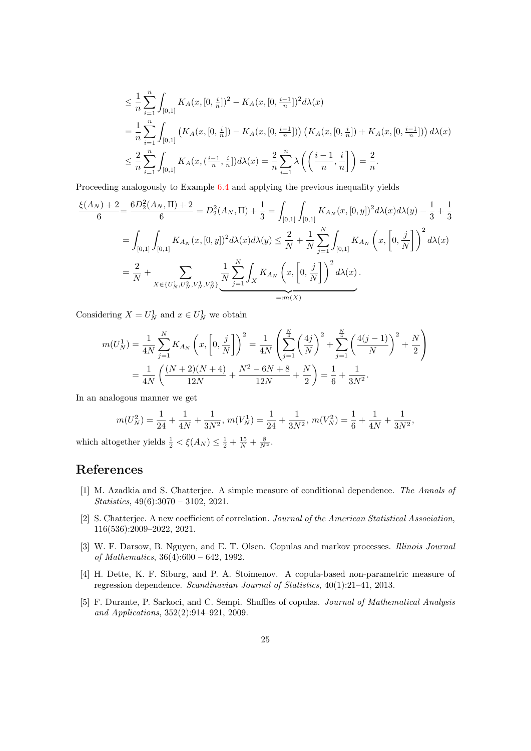$$
\begin{aligned}
&\leq \frac{1}{n}\sum_{i=1}^{n}\int_{[0,1]} K_A(x,[0,\tfrac{i}{n}])^2 - K_A(x,[0,\tfrac{i-1}{n}])^2 d\lambda(x) \\
&= \frac{1}{n}\sum_{i=1}^{n}\int_{[0,1]} \left(K_A(x,[0,\tfrac{i}{n}]) - K_A(x,[0,\tfrac{i-1}{n}])\right)\left(K_A(x,[0,\tfrac{i}{n}]) + K_A(x,[0,\tfrac{i-1}{n}])\right) d\lambda(x) \\
&\leq \frac{2}{n}\sum_{i=1}^{n}\int_{[0,1]} K_A(x,(\tfrac{i-1}{n},\tfrac{i}{n}])d\lambda(x) = \frac{2}{n}\sum_{i=1}^{n}\lambda\left(\left(\frac{i-1}{n},\frac{i}{n}\right]\right) = \frac{2}{n}.
\end{aligned}
$$

Proceeding analogously to Example 6.4 and applying the previous inequality yields

$$
\begin{aligned}
\frac{\xi(A_N)+2}{6} &= \frac{6D_2^2(A_N,\Pi)+2}{6} = D_2^2(A_N,\Pi) + \frac{1}{3} = \int_{[0,1]}\int_{[0,1]} K_{A_N}(x,[0,y])^2 d\lambda(x)d\lambda(y) - \frac{1}{3} + \frac{1}{3} \\
&= \int_{[0,1]}\int_{[0,1]} K_{A_N}(x,[0,y])^2 d\lambda(x)d\lambda(y) \leq \frac{2}{N} + \frac{1}{N}\sum_{j=1}^{N}\int_{[0,1]} K_{A_N}\left(x,\left[0,\frac{j}{N}\right]\right)^2 d\lambda(x) \\
&= \frac{2}{N} + \sum_{X\in\{U_N^1,U_N^2,V_N^1,V_N^2\}} \underbrace{\frac{1}{N}\sum_{j=1}^{N}\int_X K_{A_N}\left(x,\left[0,\frac{j}{N}\right]\right)^2 d\lambda(x)}_{=:m(X)}.
\end{aligned}
$$

Considering $X = U_N^1$ and $x \in U_N^1$ we obtain

$$
\begin{aligned}
m(U_N^1) &= \frac{1}{4N}\sum_{j=1}^{N} K_{A_N}\left(x,\left[0,\frac{j}{N}\right]\right)^2 = \frac{1}{4N}\left(\sum_{j=1}^{\frac{N}{4}}\left(\frac{4j}{N}\right)^2 + \sum_{j=1}^{\frac{N}{4}}\left(\frac{4(j-1)}{N}\right)^2 + \frac{N}{2}\right) \\
&= \frac{1}{4N}\left(\frac{(N+2)(N+4)}{12N} + \frac{N^2-6N+8}{12N} + \frac{N}{2}\right) = \frac{1}{6} + \frac{1}{3N^2}.
\end{aligned}
$$

In an analogous manner we get

$$
m(U_N^2) = \frac{1}{24} + \frac{1}{4N} + \frac{1}{3N^2},\ m(V_N^1) = \frac{1}{24} + \frac{1}{3N^2},\ m(V_N^2) = \frac{1}{6} + \frac{1}{4N} + \frac{1}{3N^2},
$$

which altogether yields $\frac{1}{2} < \xi(A_N) \leq \frac{1}{2} + \frac{15}{N} + \frac{8}{N^2}$.

## References

[1] M. Azadkia and S. Chatterjee. A simple measure of conditional dependence. *The Annals of Statistics*, 49(6):3070 – 3102, 2021.

[2] S. Chatterjee. A new coefficient of correlation. *Journal of the American Statistical Association*, 116(536):2009–2022, 2021.

[3] W. F. Darsow, B. Nguyen, and E. T. Olsen. Copulas and markov processes. *Illinois Journal of Mathematics*, 36(4):600 – 642, 1992.

[4] H. Dette, K. F. Siburg, and P. A. Stoimenov. A copula-based non-parametric measure of regression dependence. *Scandinavian Journal of Statistics*, 40(1):21–41, 2013.

[5] F. Durante, P. Sarkoci, and C. Sempi. Shuffles of copulas. *Journal of Mathematical Analysis and Applications*, 352(2):914–921, 2009.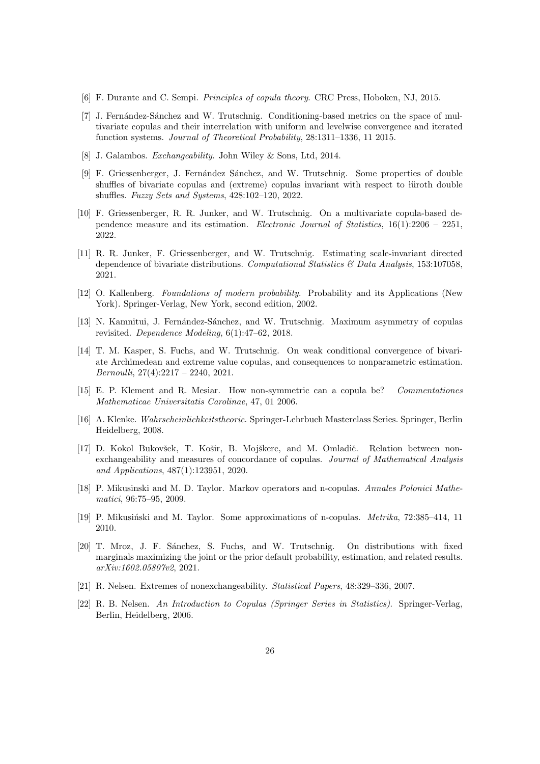[6] F. Durante and C. Sempi. *Principles of copula theory*. CRC Press, Hoboken, NJ, 2015.

[7] J. Fernández-Sánchez and W. Trutschnig. Conditioning-based metrics on the space of multivariate copulas and their interrelation with uniform and levelwise convergence and iterated function systems. *Journal of Theoretical Probability*, 28:1311–1336, 11 2015.

[8] J. Galambos. *Exchangeability*. John Wiley & Sons, Ltd, 2014.

[9] F. Griessenberger, J. Fernández Sánchez, and W. Trutschnig. Some properties of double shuffles of bivariate copulas and (extreme) copulas invariant with respect to łüroth double shuffles. *Fuzzy Sets and Systems*, 428:102–120, 2022.

[10] F. Griessenberger, R. R. Junker, and W. Trutschnig. On a multivariate copula-based dependence measure and its estimation. *Electronic Journal of Statistics*, 16(1):2206 – 2251, 2022.

[11] R. R. Junker, F. Griessenberger, and W. Trutschnig. Estimating scale-invariant directed dependence of bivariate distributions. *Computational Statistics & Data Analysis*, 153:107058, 2021.

[12] O. Kallenberg. *Foundations of modern probability*. Probability and its Applications (New York). Springer-Verlag, New York, second edition, 2002.

[13] N. Kamnitui, J. Fernández-Sánchez, and W. Trutschnig. Maximum asymmetry of copulas revisited. *Dependence Modeling*, 6(1):47–62, 2018.

[14] T. M. Kasper, S. Fuchs, and W. Trutschnig. On weak conditional convergence of bivariate Archimedean and extreme value copulas, and consequences to nonparametric estimation. *Bernoulli*, 27(4):2217 – 2240, 2021.

[15] E. P. Klement and R. Mesiar. How non-symmetric can a copula be? *Commentationes Mathematicae Universitatis Carolinae*, 47, 01 2006.

[16] A. Klenke. *Wahrscheinlichkeitstheorie*. Springer-Lehrbuch Masterclass Series. Springer, Berlin Heidelberg, 2008.

[17] D. Kokol Bukovšek, T. Košir, B. Mojškerc, and M. Omladič. Relation between non-exchangeability and measures of concordance of copulas. *Journal of Mathematical Analysis and Applications*, 487(1):123951, 2020.

[18] P. Mikusinski and M. D. Taylor. Markov operators and n-copulas. *Annales Polonici Mathematici*, 96:75–95, 2009.

[19] P. Mikusiński and M. Taylor. Some approximations of n-copulas. *Metrika*, 72:385–414, 11 2010.

[20] T. Mroz, J. F. Sánchez, S. Fuchs, and W. Trutschnig. On distributions with fixed marginals maximizing the joint or the prior default probability, estimation, and related results. *arXiv:1602.05807v2*, 2021.

[21] R. Nelsen. Extremes of nonexchangeability. *Statistical Papers*, 48:329–336, 2007.

[22] R. B. Nelsen. *An Introduction to Copulas (Springer Series in Statistics)*. Springer-Verlag, Berlin, Heidelberg, 2006.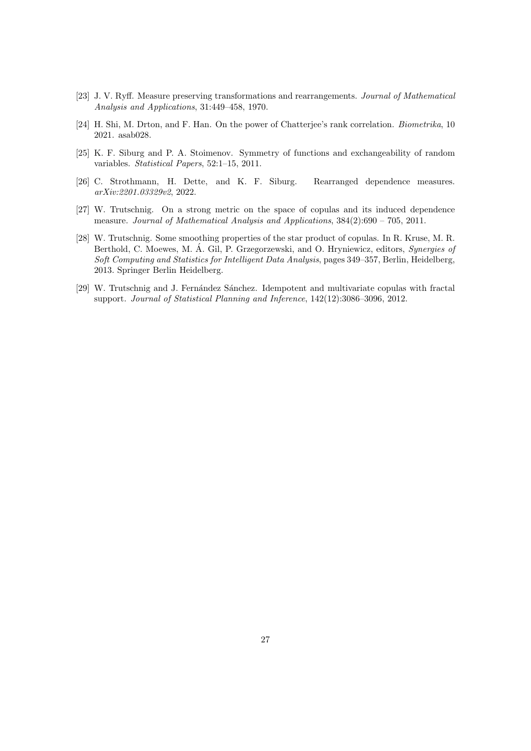[23] J. V. Ryff. Measure preserving transformations and rearrangements. *Journal of Mathematical Analysis and Applications*, 31:449–458, 1970.

[24] H. Shi, M. Drton, and F. Han. On the power of Chatterjee's rank correlation. *Biometrika*, 10 2021. asab028.

[25] K. F. Siburg and P. A. Stoimenov. Symmetry of functions and exchangeability of random variables. *Statistical Papers*, 52:1–15, 2011.

[26] C. Strothmann, H. Dette, and K. F. Siburg. Rearranged dependence measures. *arXiv:2201.03329v2*, 2022.

[27] W. Trutschnig. On a strong metric on the space of copulas and its induced dependence measure. *Journal of Mathematical Analysis and Applications*, 384(2):690 – 705, 2011.

[28] W. Trutschnig. Some smoothing properties of the star product of copulas. In R. Kruse, M. R. Berthold, C. Moewes, M. Á. Gil, P. Grzegorzewski, and O. Hryniewicz, editors, *Synergies of Soft Computing and Statistics for Intelligent Data Analysis*, pages 349–357, Berlin, Heidelberg, 2013. Springer Berlin Heidelberg.

[29] W. Trutschnig and J. Fernández Sánchez. Idempotent and multivariate copulas with fractal support. *Journal of Statistical Planning and Inference*, 142(12):3086–3096, 2012.